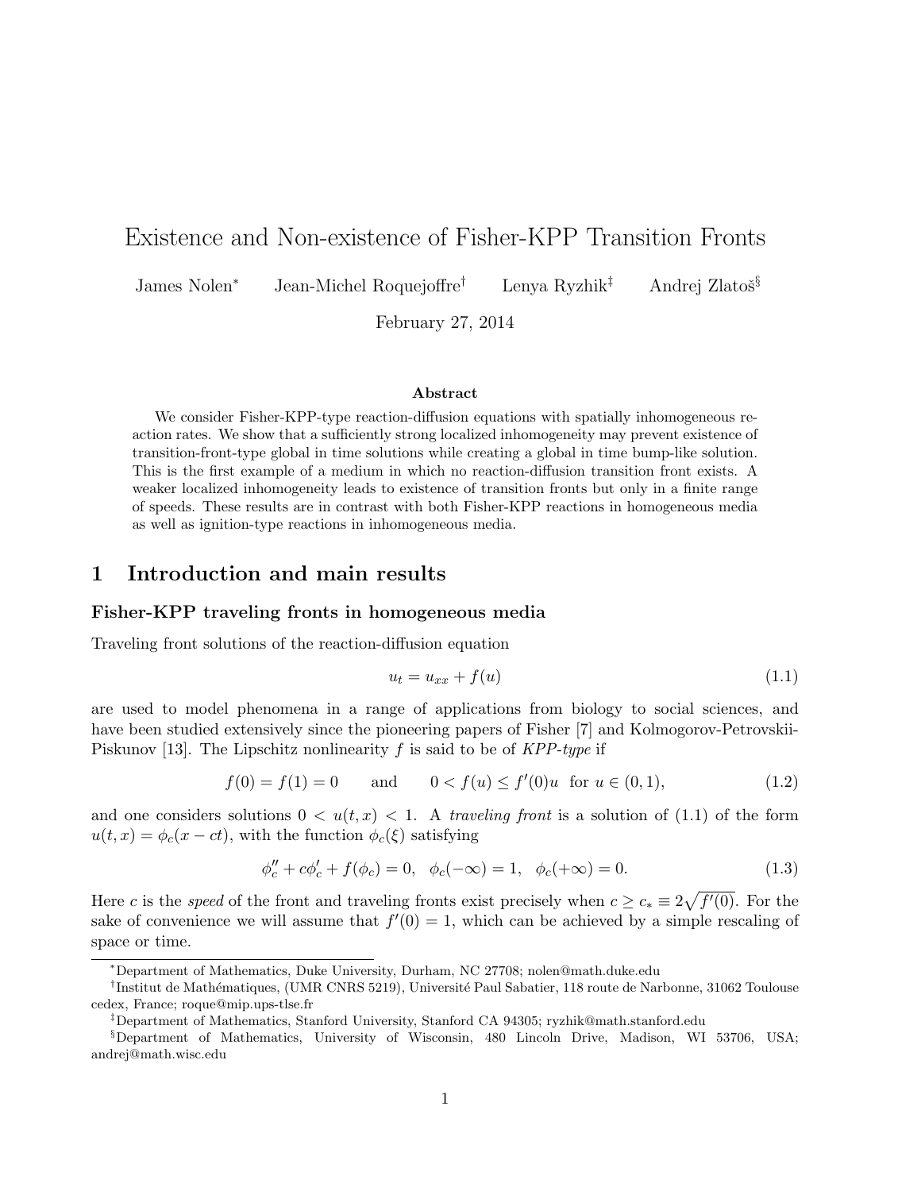# Existence and Non-existence of Fisher-KPP Transition Fronts

James Nolen[*] Jean-Michel Roquejoffre[†] Lenya Ryzhik[‡] Andrej Zlatoš[§]

February 27, 2014

### Abstract

We consider Fisher-KPP-type reaction-diffusion equations with spatially inhomogeneous reaction rates. We show that a sufficiently strong localized inhomogeneity may prevent existence of transition-front-type global in time solutions while creating a global in time bump-like solution. This is the first example of a medium in which no reaction-diffusion transition front exists. A weaker localized inhomogeneity leads to existence of transition fronts but only in a finite range of speeds. These results are in contrast with both Fisher-KPP reactions in homogeneous media as well as ignition-type reactions in inhomogeneous media.

## 1 Introduction and main results

### Fisher-KPP traveling fronts in homogeneous media

Traveling front solutions of the reaction-diffusion equation

$$u_t = u_{xx} + f(u) \tag{1.1}$$

are used to model phenomena in a range of applications from biology to social sciences, and have been studied extensively since the pioneering papers of Fisher [7] and Kolmogorov-Petrovskii-Piskunov [13]. The Lipschitz nonlinearity $f$ is said to be of *KPP-type* if

$$f(0) = f(1) = 0 \qquad \text{and} \qquad 0 < f(u) \le f'(0)u \;\; \text{for } u \in (0,1), \tag{1.2}$$

and one considers solutions $0 < u(t,x) < 1$. A *traveling front* is a solution of (1.1) of the form $u(t,x) = \phi_c(x - ct)$, with the function $\phi_c(\xi)$ satisfying

$$\phi_c'' + c\phi_c' + f(\phi_c) = 0, \;\; \phi_c(-\infty) = 1, \;\; \phi_c(+\infty) = 0. \tag{1.3}$$

Here $c$ is the *speed* of the front and traveling fronts exist precisely when $c \ge c_* \equiv 2\sqrt{f'(0)}$. For the sake of convenience we will assume that $f'(0) = 1$, which can be achieved by a simple rescaling of space or time.

---

[*] Department of Mathematics, Duke University, Durham, NC 27708; nolen@math.duke.edu

[†] Institut de Mathématiques, (UMR CNRS 5219), Université Paul Sabatier, 118 route de Narbonne, 31062 Toulouse cedex, France; roque@mip.ups-tlse.fr

[‡] Department of Mathematics, Stanford University, Stanford CA 94305; ryzhik@math.stanford.edu

[§] Department of Mathematics, University of Wisconsin, 480 Lincoln Drive, Madison, WI 53706, USA; andrej@math.wisc.edu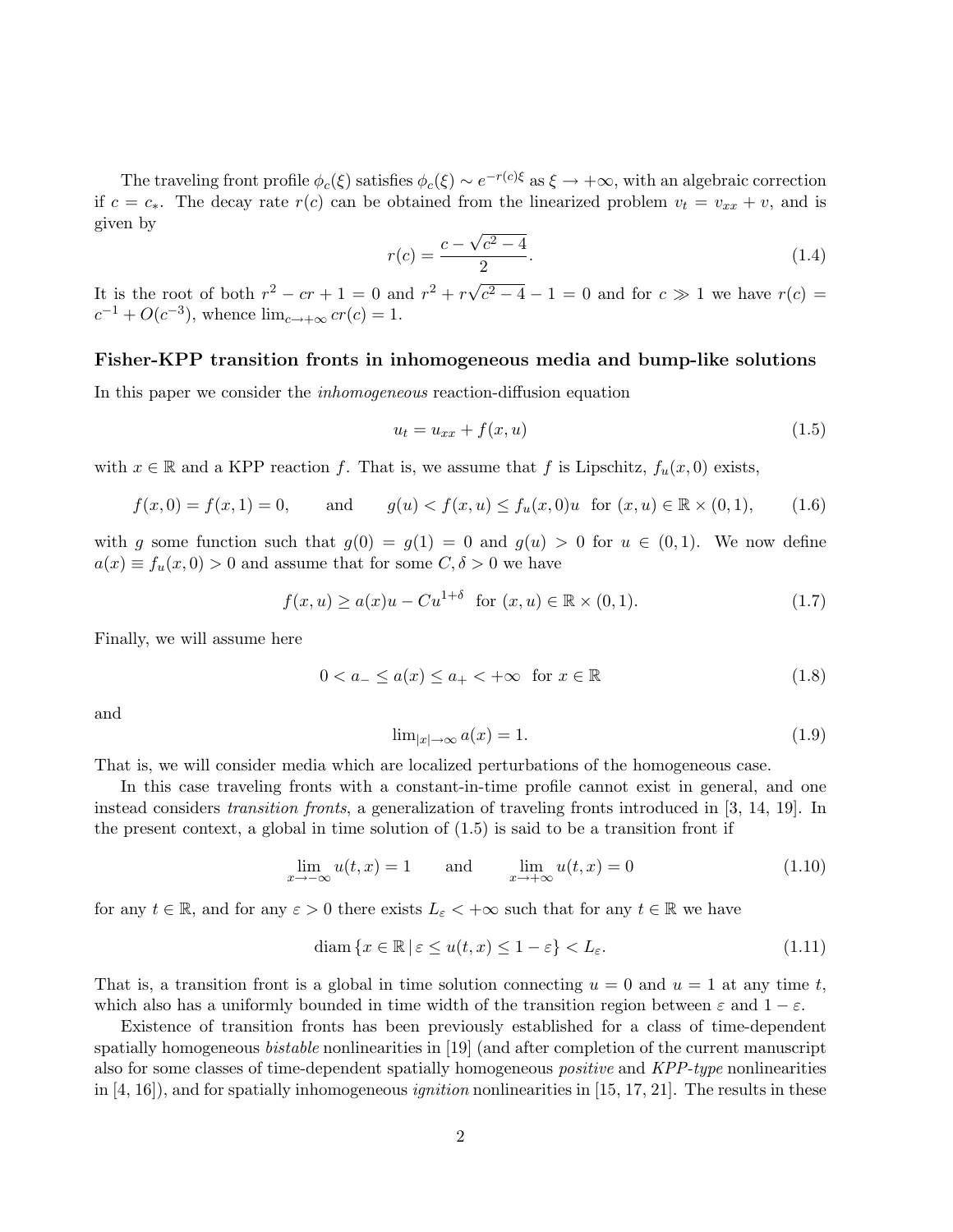The traveling front profile $\phi_c(\xi)$ satisfies $\phi_c(\xi) \sim e^{-r(c)\xi}$ as $\xi \to +\infty$, with an algebraic correction if $c = c_*$. The decay rate $r(c)$ can be obtained from the linearized problem $v_t = v_{xx} + v$, and is given by

$$r(c) = \frac{c - \sqrt{c^2 - 4}}{2}. \tag{1.4}$$

It is the root of both $r^2 - cr + 1 = 0$ and $r^2 + r\sqrt{c^2 - 4} - 1 = 0$ and for $c \gg 1$ we have $r(c) = c^{-1} + O(c^{-3})$, whence $\lim_{c \to +\infty} cr(c) = 1$.

### Fisher-KPP transition fronts in inhomogeneous media and bump-like solutions

In this paper we consider the *inhomogeneous* reaction-diffusion equation

$$u_t = u_{xx} + f(x, u) \tag{1.5}$$

with $x \in \mathbb{R}$ and a KPP reaction $f$. That is, we assume that $f$ is Lipschitz, $f_u(x, 0)$ exists,

$$f(x, 0) = f(x, 1) = 0, \qquad \text{and} \qquad g(u) < f(x, u) \le f_u(x, 0)u \;\; \text{for } (x, u) \in \mathbb{R} \times (0, 1), \tag{1.6}$$

with $g$ some function such that $g(0) = g(1) = 0$ and $g(u) > 0$ for $u \in (0, 1)$. We now define $a(x) \equiv f_u(x, 0) > 0$ and assume that for some $C, \delta > 0$ we have

$$f(x, u) \ge a(x)u - Cu^{1+\delta} \;\; \text{for } (x, u) \in \mathbb{R} \times (0, 1). \tag{1.7}$$

Finally, we will assume here

$$0 < a_- \le a(x) \le a_+ < +\infty \;\; \text{for } x \in \mathbb{R} \tag{1.8}$$

and

$$\lim_{|x| \to \infty} a(x) = 1. \tag{1.9}$$

That is, we will consider media which are localized perturbations of the homogeneous case.

In this case traveling fronts with a constant-in-time profile cannot exist in general, and one instead considers *transition fronts*, a generalization of traveling fronts introduced in [3, 14, 19]. In the present context, a global in time solution of (1.5) is said to be a transition front if

$$\lim_{x \to -\infty} u(t, x) = 1 \qquad \text{and} \qquad \lim_{x \to +\infty} u(t, x) = 0 \tag{1.10}$$

for any $t \in \mathbb{R}$, and for any $\varepsilon > 0$ there exists $L_\varepsilon < +\infty$ such that for any $t \in \mathbb{R}$ we have

$$\operatorname{diam} \{x \in \mathbb{R} \,|\, \varepsilon \le u(t, x) \le 1 - \varepsilon\} < L_\varepsilon. \tag{1.11}$$

That is, a transition front is a global in time solution connecting $u = 0$ and $u = 1$ at any time $t$, which also has a uniformly bounded in time width of the transition region between $\varepsilon$ and $1 - \varepsilon$.

Existence of transition fronts has been previously established for a class of time-dependent spatially homogeneous *bistable* nonlinearities in [19] (and after completion of the current manuscript also for some classes of time-dependent spatially homogeneous *positive* and *KPP-type* nonlinearities in [4, 16]), and for spatially inhomogeneous *ignition* nonlinearities in [15, 17, 21]. The results in these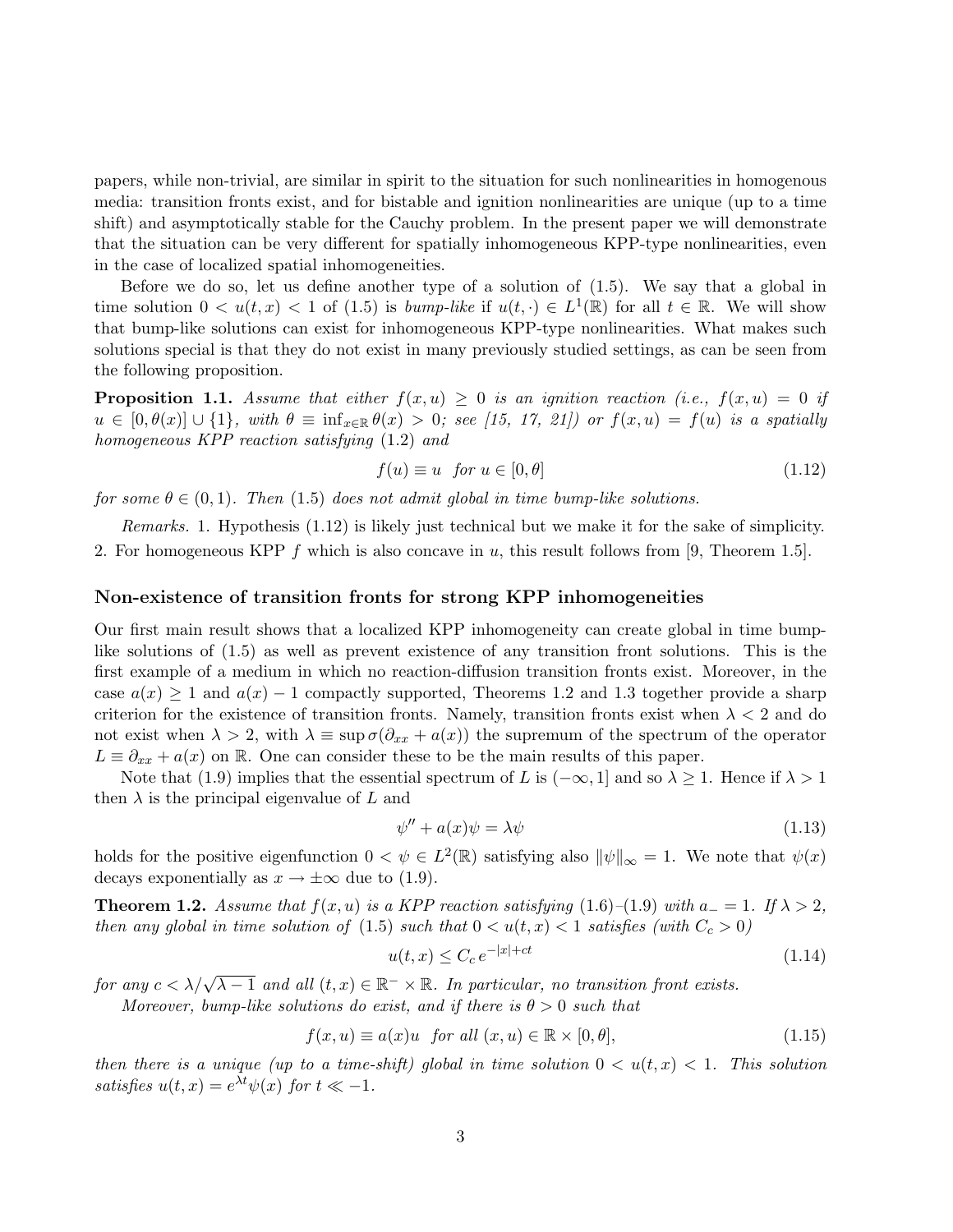papers, while non-trivial, are similar in spirit to the situation for such nonlinearities in homogenous media: transition fronts exist, and for bistable and ignition nonlinearities are unique (up to a time shift) and asymptotically stable for the Cauchy problem. In the present paper we will demonstrate that the situation can be very different for spatially inhomogeneous KPP-type nonlinearities, even in the case of localized spatial inhomogeneities.

Before we do so, let us define another type of a solution of (1.5). We say that a global in time solution $0 < u(t,x) < 1$ of (1.5) is *bump-like* if $u(t,\cdot) \in L^1(\mathbb{R})$ for all $t \in \mathbb{R}$. We will show that bump-like solutions can exist for inhomogeneous KPP-type nonlinearities. What makes such solutions special is that they do not exist in many previously studied settings, as can be seen from the following proposition.

**Proposition 1.1.** *Assume that either $f(x,u) \geq 0$ is an ignition reaction (i.e., $f(x,u) = 0$ if $u \in [0,\theta(x)] \cup \{1\}$, with $\theta \equiv \inf_{x\in\mathbb{R}} \theta(x) > 0$; see [15, 17, 21]) or $f(x,u) = f(u)$ is a spatially homogeneous KPP reaction satisfying* (1.2) *and*

$$f(u) \equiv u \quad \text{for } u \in [0,\theta] \tag{1.12}$$

*for some $\theta \in (0,1)$. Then* (1.5) *does not admit global in time bump-like solutions.*

*Remarks.* 1. Hypothesis (1.12) is likely just technical but we make it for the sake of simplicity.
2. For homogeneous KPP $f$ which is also concave in $u$, this result follows from [9, Theorem 1.5].

### Non-existence of transition fronts for strong KPP inhomogeneities

Our first main result shows that a localized KPP inhomogeneity can create global in time bump-like solutions of (1.5) as well as prevent existence of any transition front solutions. This is the first example of a medium in which no reaction-diffusion transition fronts exist. Moreover, in the case $a(x) \geq 1$ and $a(x) - 1$ compactly supported, Theorems 1.2 and 1.3 together provide a sharp criterion for the existence of transition fronts. Namely, transition fronts exist when $\lambda < 2$ and do not exist when $\lambda > 2$, with $\lambda \equiv \sup \sigma(\partial_{xx} + a(x))$ the supremum of the spectrum of the operator $L \equiv \partial_{xx} + a(x)$ on $\mathbb{R}$. One can consider these to be the main results of this paper.

Note that (1.9) implies that the essential spectrum of $L$ is $(-\infty, 1]$ and so $\lambda \geq 1$. Hence if $\lambda > 1$ then $\lambda$ is the principal eigenvalue of $L$ and

$$\psi'' + a(x)\psi = \lambda\psi \tag{1.13}$$

holds for the positive eigenfunction $0 < \psi \in L^2(\mathbb{R})$ satisfying also $\|\psi\|_\infty = 1$. We note that $\psi(x)$ decays exponentially as $x \to \pm\infty$ due to (1.9).

**Theorem 1.2.** *Assume that $f(x,u)$ is a KPP reaction satisfying* (1.6)–(1.9) *with $a_- = 1$. If $\lambda > 2$, then any global in time solution of* (1.5) *such that $0 < u(t,x) < 1$ satisfies (with $C_c > 0$)*

$$u(t,x) \leq C_c\, e^{-|x|+ct} \tag{1.14}$$

*for any $c < \lambda/\sqrt{\lambda - 1}$ and all $(t,x) \in \mathbb{R}^- \times \mathbb{R}$. In particular, no transition front exists.*

*Moreover, bump-like solutions do exist, and if there is $\theta > 0$ such that*

$$f(x,u) \equiv a(x)u \quad \text{for all } (x,u) \in \mathbb{R} \times [0,\theta], \tag{1.15}$$

*then there is a unique (up to a time-shift) global in time solution $0 < u(t,x) < 1$. This solution satisfies $u(t,x) = e^{\lambda t}\psi(x)$ for $t \ll -1$.*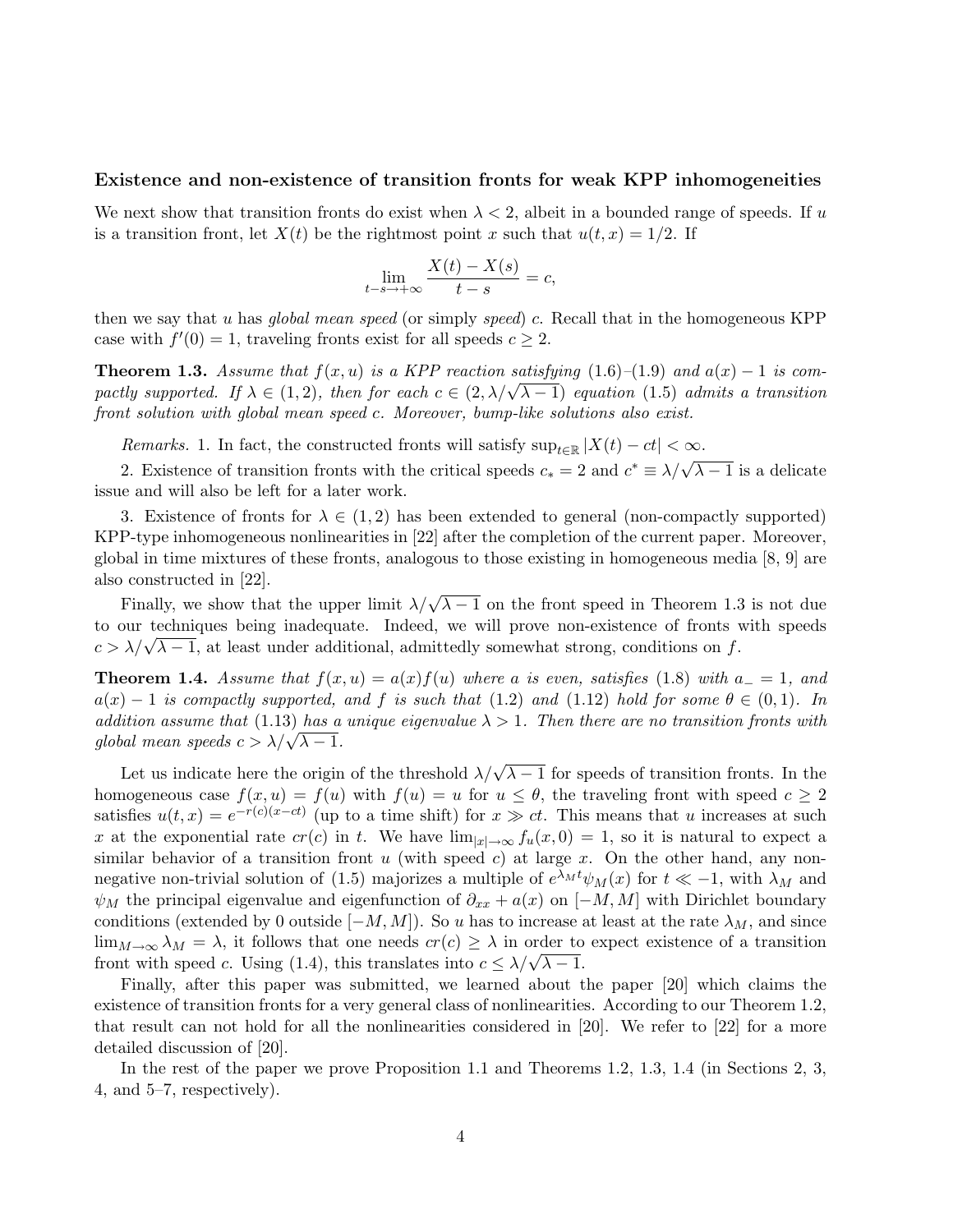**Existence and non-existence of transition fronts for weak KPP inhomogeneities**

We next show that transition fronts do exist when $\lambda < 2$, albeit in a bounded range of speeds. If $u$ is a transition front, let $X(t)$ be the rightmost point $x$ such that $u(t,x) = 1/2$. If

$$\lim_{t-s\to+\infty} \frac{X(t)-X(s)}{t-s} = c,$$

then we say that $u$ has *global mean speed* (or simply *speed*) $c$. Recall that in the homogeneous KPP case with $f'(0) = 1$, traveling fronts exist for all speeds $c \geq 2$.

**Theorem 1.3.** *Assume that $f(x,u)$ is a KPP reaction satisfying (1.6)–(1.9) and $a(x)-1$ is compactly supported. If $\lambda \in (1,2)$, then for each $c \in (2, \lambda/\sqrt{\lambda-1})$ equation (1.5) admits a transition front solution with global mean speed $c$. Moreover, bump-like solutions also exist.*

*Remarks.* 1. In fact, the constructed fronts will satisfy $\sup_{t\in\mathbb{R}} |X(t) - ct| < \infty$.

2. Existence of transition fronts with the critical speeds $c_* = 2$ and $c^* \equiv \lambda/\sqrt{\lambda-1}$ is a delicate issue and will also be left for a later work.

3. Existence of fronts for $\lambda \in (1,2)$ has been extended to general (non-compactly supported) KPP-type inhomogeneous nonlinearities in [22] after the completion of the current paper. Moreover, global in time mixtures of these fronts, analogous to those existing in homogeneous media [8, 9] are also constructed in [22].

Finally, we show that the upper limit $\lambda/\sqrt{\lambda-1}$ on the front speed in Theorem 1.3 is not due to our techniques being inadequate. Indeed, we will prove non-existence of fronts with speeds $c > \lambda/\sqrt{\lambda-1}$, at least under additional, admittedly somewhat strong, conditions on $f$.

**Theorem 1.4.** *Assume that $f(x,u) = a(x)f(u)$ where $a$ is even, satisfies (1.8) with $a_- = 1$, and $a(x)-1$ is compactly supported, and $f$ is such that (1.2) and (1.12) hold for some $\theta \in (0,1)$. In addition assume that (1.13) has a unique eigenvalue $\lambda > 1$. Then there are no transition fronts with global mean speeds $c > \lambda/\sqrt{\lambda-1}$.*

Let us indicate here the origin of the threshold $\lambda/\sqrt{\lambda-1}$ for speeds of transition fronts. In the homogeneous case $f(x,u) = f(u)$ with $f(u) = u$ for $u \leq \theta$, the traveling front with speed $c \geq 2$ satisfies $u(t,x) = e^{-r(c)(x-ct)}$ (up to a time shift) for $x \gg ct$. This means that $u$ increases at such $x$ at the exponential rate $cr(c)$ in $t$. We have $\lim_{|x|\to\infty} f_u(x,0) = 1$, so it is natural to expect a similar behavior of a transition front $u$ (with speed $c$) at large $x$. On the other hand, any non-negative non-trivial solution of (1.5) majorizes a multiple of $e^{\lambda_M t}\psi_M(x)$ for $t \ll -1$, with $\lambda_M$ and $\psi_M$ the principal eigenvalue and eigenfunction of $\partial_{xx} + a(x)$ on $[-M,M]$ with Dirichlet boundary conditions (extended by 0 outside $[-M,M]$). So $u$ has to increase at least at the rate $\lambda_M$, and since $\lim_{M\to\infty} \lambda_M = \lambda$, it follows that one needs $cr(c) \geq \lambda$ in order to expect existence of a transition front with speed $c$. Using (1.4), this translates into $c \leq \lambda/\sqrt{\lambda-1}$.

Finally, after this paper was submitted, we learned about the paper [20] which claims the existence of transition fronts for a very general class of nonlinearities. According to our Theorem 1.2, that result can not hold for all the nonlinearities considered in [20]. We refer to [22] for a more detailed discussion of [20].

In the rest of the paper we prove Proposition 1.1 and Theorems 1.2, 1.3, 1.4 (in Sections 2, 3, 4, and 5–7, respectively).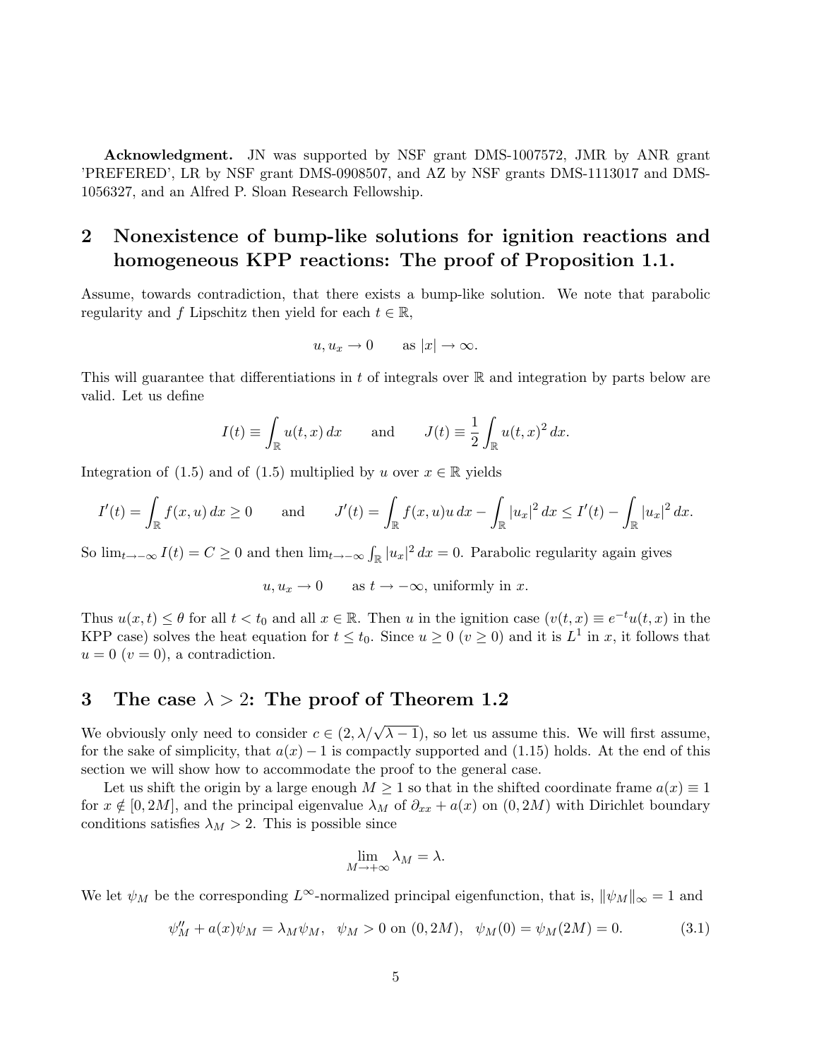**Acknowledgment.** JN was supported by NSF grant DMS-1007572, JMR by ANR grant 'PREFERED', LR by NSF grant DMS-0908507, and AZ by NSF grants DMS-1113017 and DMS-1056327, and an Alfred P. Sloan Research Fellowship.

## 2 Nonexistence of bump-like solutions for ignition reactions and homogeneous KPP reactions: The proof of Proposition 1.1.

Assume, towards contradiction, that there exists a bump-like solution. We note that parabolic regularity and $f$ Lipschitz then yield for each $t \in \mathbb{R}$,

$$u, u_x \to 0 \qquad \text{as } |x| \to \infty.$$

This will guarantee that differentiations in $t$ of integrals over $\mathbb{R}$ and integration by parts below are valid. Let us define

$$I(t) \equiv \int_{\mathbb{R}} u(t,x)\,dx \qquad \text{and} \qquad J(t) \equiv \frac{1}{2}\int_{\mathbb{R}} u(t,x)^2\,dx.$$

Integration of (1.5) and of (1.5) multiplied by $u$ over $x \in \mathbb{R}$ yields

$$I'(t) = \int_{\mathbb{R}} f(x,u)\,dx \ge 0 \qquad \text{and} \qquad J'(t) = \int_{\mathbb{R}} f(x,u)u\,dx - \int_{\mathbb{R}} |u_x|^2\,dx \le I'(t) - \int_{\mathbb{R}} |u_x|^2\,dx.$$

So $\lim_{t\to-\infty} I(t) = C \ge 0$ and then $\lim_{t\to-\infty}\int_{\mathbb{R}} |u_x|^2\,dx = 0$. Parabolic regularity again gives

$$u, u_x \to 0 \qquad \text{as } t \to -\infty, \text{ uniformly in } x.$$

Thus $u(x,t) \le \theta$ for all $t < t_0$ and all $x \in \mathbb{R}$. Then $u$ in the ignition case ($v(t,x) \equiv e^{-t}u(t,x)$ in the KPP case) solves the heat equation for $t \le t_0$. Since $u \ge 0$ ($v \ge 0$) and it is $L^1$ in $x$, it follows that $u = 0$ ($v = 0$), a contradiction.

## 3 The case $\lambda > 2$: The proof of Theorem 1.2

We obviously only need to consider $c \in (2, \lambda/\sqrt{\lambda - 1})$, so let us assume this. We will first assume, for the sake of simplicity, that $a(x) - 1$ is compactly supported and (1.15) holds. At the end of this section we will show how to accommodate the proof to the general case.

Let us shift the origin by a large enough $M \ge 1$ so that in the shifted coordinate frame $a(x) \equiv 1$ for $x \notin [0, 2M]$, and the principal eigenvalue $\lambda_M$ of $\partial_{xx} + a(x)$ on $(0, 2M)$ with Dirichlet boundary conditions satisfies $\lambda_M > 2$. This is possible since

$$\lim_{M\to+\infty} \lambda_M = \lambda.$$

We let $\psi_M$ be the corresponding $L^\infty$-normalized principal eigenfunction, that is, $\|\psi_M\|_\infty = 1$ and

$$\psi_M'' + a(x)\psi_M = \lambda_M \psi_M, \quad \psi_M > 0 \text{ on } (0, 2M), \quad \psi_M(0) = \psi_M(2M) = 0. \tag{3.1}$$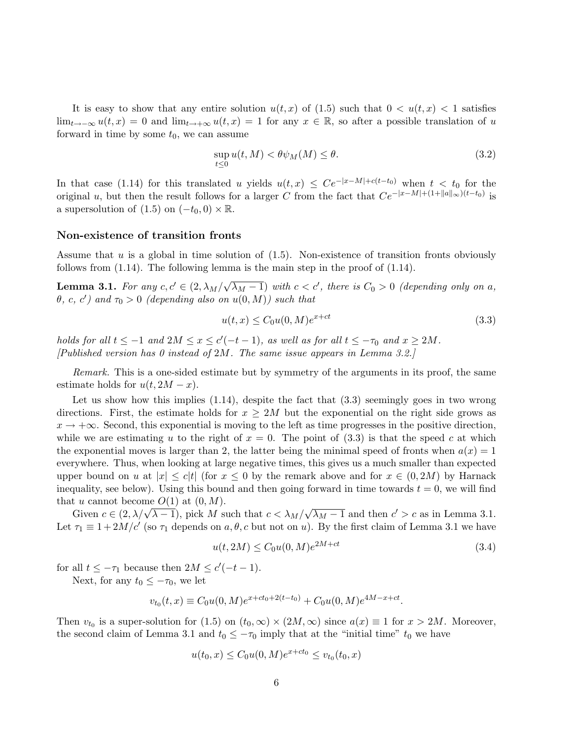It is easy to show that any entire solution $u(t,x)$ of (1.5) such that $0 < u(t,x) < 1$ satisfies $\lim_{t\to-\infty} u(t,x) = 0$ and $\lim_{t\to+\infty} u(t,x) = 1$ for any $x \in \mathbb{R}$, so after a possible translation of $u$ forward in time by some $t_0$, we can assume

$$\sup_{t\leq 0} u(t,M) < \theta\psi_M(M) \leq \theta. \tag{3.2}$$

In that case (1.14) for this translated $u$ yields $u(t,x) \leq Ce^{-|x-M|+c(t-t_0)}$ when $t < t_0$ for the original $u$, but then the result follows for a larger $C$ from the fact that $Ce^{-|x-M|+(1+\|a\|_\infty)(t-t_0)}$ is a supersolution of (1.5) on $(-t_0, 0) \times \mathbb{R}$.

### Non-existence of transition fronts

Assume that $u$ is a global in time solution of (1.5). Non-existence of transition fronts obviously follows from (1.14). The following lemma is the main step in the proof of (1.14).

**Lemma 3.1.** *For any $c, c' \in (2, \lambda_M/\sqrt{\lambda_M - 1})$ with $c < c'$, there is $C_0 > 0$ (depending only on $a$, $\theta$, $c$, $c'$) and $\tau_0 > 0$ (depending also on $u(0,M)$) such that*

$$u(t,x) \leq C_0 u(0,M) e^{x+ct} \tag{3.3}$$

*holds for all $t \leq -1$ and $2M \leq x \leq c'(-t-1)$, as well as for all $t \leq -\tau_0$ and $x \geq 2M$.*
*[Published version has 0 instead of $2M$. The same issue appears in Lemma 3.2.]*

*Remark.* This is a one-sided estimate but by symmetry of the arguments in its proof, the same estimate holds for $u(t, 2M - x)$.

Let us show how this implies (1.14), despite the fact that (3.3) seemingly goes in two wrong directions. First, the estimate holds for $x \geq 2M$ but the exponential on the right side grows as $x \to +\infty$. Second, this exponential is moving to the left as time progresses in the positive direction, while we are estimating $u$ to the right of $x = 0$. The point of (3.3) is that the speed $c$ at which the exponential moves is larger than 2, the latter being the minimal speed of fronts when $a(x) = 1$ everywhere. Thus, when looking at large negative times, this gives us a much smaller than expected upper bound on $u$ at $|x| \leq c|t|$ (for $x \leq 0$ by the remark above and for $x \in (0, 2M)$ by Harnack inequality, see below). Using this bound and then going forward in time towards $t = 0$, we will find that $u$ cannot become $O(1)$ at $(0, M)$.

Given $c \in (2, \lambda/\sqrt{\lambda - 1})$, pick $M$ such that $c < \lambda_M/\sqrt{\lambda_M - 1}$ and then $c' > c$ as in Lemma 3.1. Let $\tau_1 \equiv 1 + 2M/c'$ (so $\tau_1$ depends on $a, \theta, c$ but not on $u$). By the first claim of Lemma 3.1 we have

$$u(t, 2M) \leq C_0 u(0,M) e^{2M+ct} \tag{3.4}$$

for all $t \leq -\tau_1$ because then $2M \leq c'(-t-1)$.

Next, for any $t_0 \leq -\tau_0$, we let

$$v_{t_0}(t,x) \equiv C_0 u(0,M) e^{x+ct_0+2(t-t_0)} + C_0 u(0,M) e^{4M-x+ct}.$$

Then $v_{t_0}$ is a super-solution for (1.5) on $(t_0, \infty) \times (2M, \infty)$ since $a(x) \equiv 1$ for $x > 2M$. Moreover, the second claim of Lemma 3.1 and $t_0 \leq -\tau_0$ imply that at the "initial time" $t_0$ we have

$$u(t_0, x) \leq C_0 u(0,M) e^{x+ct_0} \leq v_{t_0}(t_0, x)$$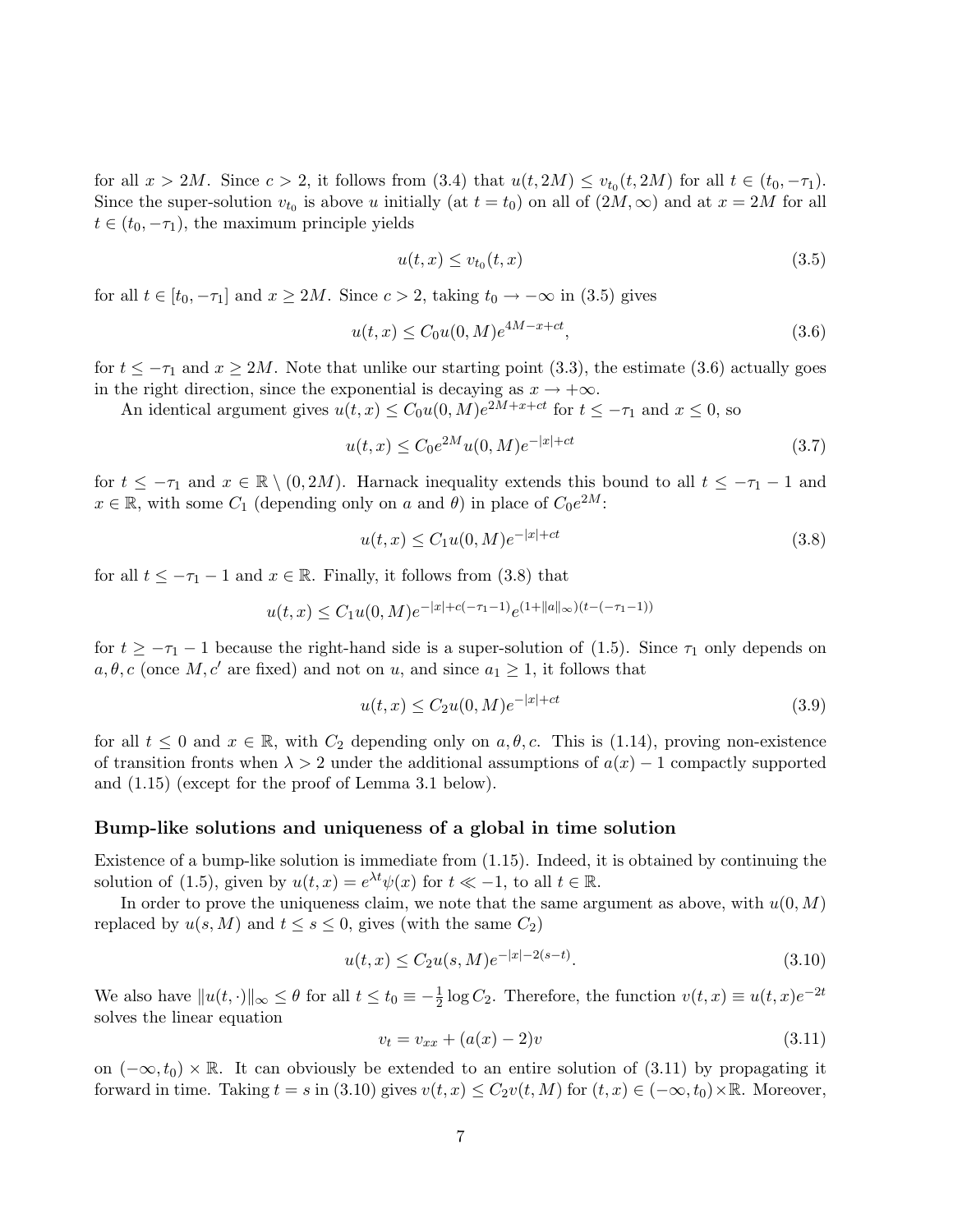for all $x > 2M$. Since $c > 2$, it follows from (3.4) that $u(t, 2M) \le v_{t_0}(t, 2M)$ for all $t \in (t_0, -\tau_1)$. Since the super-solution $v_{t_0}$ is above $u$ initially (at $t = t_0$) on all of $(2M, \infty)$ and at $x = 2M$ for all $t \in (t_0, -\tau_1)$, the maximum principle yields

$$u(t, x) \le v_{t_0}(t, x) \tag{3.5}$$

for all $t \in [t_0, -\tau_1]$ and $x \ge 2M$. Since $c > 2$, taking $t_0 \to -\infty$ in (3.5) gives

$$u(t, x) \le C_0 u(0, M) e^{4M - x + ct}, \tag{3.6}$$

for $t \le -\tau_1$ and $x \ge 2M$. Note that unlike our starting point (3.3), the estimate (3.6) actually goes in the right direction, since the exponential is decaying as $x \to +\infty$.

An identical argument gives $u(t, x) \le C_0 u(0, M) e^{2M + x + ct}$ for $t \le -\tau_1$ and $x \le 0$, so

$$u(t, x) \le C_0 e^{2M} u(0, M) e^{-|x| + ct} \tag{3.7}$$

for $t \le -\tau_1$ and $x \in \mathbb{R} \setminus (0, 2M)$. Harnack inequality extends this bound to all $t \le -\tau_1 - 1$ and $x \in \mathbb{R}$, with some $C_1$ (depending only on $a$ and $\theta$) in place of $C_0 e^{2M}$:

$$u(t, x) \le C_1 u(0, M) e^{-|x| + ct} \tag{3.8}$$

for all $t \le -\tau_1 - 1$ and $x \in \mathbb{R}$. Finally, it follows from (3.8) that

$$u(t, x) \le C_1 u(0, M) e^{-|x| + c(-\tau_1 - 1)} e^{(1 + \|a\|_\infty)(t - (-\tau_1 - 1))}$$

for $t \ge -\tau_1 - 1$ because the right-hand side is a super-solution of (1.5). Since $\tau_1$ only depends on $a, \theta, c$ (once $M, c'$ are fixed) and not on $u$, and since $a_1 \ge 1$, it follows that

$$u(t, x) \le C_2 u(0, M) e^{-|x| + ct} \tag{3.9}$$

for all $t \le 0$ and $x \in \mathbb{R}$, with $C_2$ depending only on $a, \theta, c$. This is (1.14), proving non-existence of transition fronts when $\lambda > 2$ under the additional assumptions of $a(x) - 1$ compactly supported and (1.15) (except for the proof of Lemma 3.1 below).

### Bump-like solutions and uniqueness of a global in time solution

Existence of a bump-like solution is immediate from (1.15). Indeed, it is obtained by continuing the solution of (1.5), given by $u(t, x) = e^{\lambda t} \psi(x)$ for $t \ll -1$, to all $t \in \mathbb{R}$.

In order to prove the uniqueness claim, we note that the same argument as above, with $u(0, M)$ replaced by $u(s, M)$ and $t \le s \le 0$, gives (with the same $C_2$)

$$u(t, x) \le C_2 u(s, M) e^{-|x| - 2(s - t)}. \tag{3.10}$$

We also have $\|u(t, \cdot)\|_\infty \le \theta$ for all $t \le t_0 \equiv -\frac{1}{2} \log C_2$. Therefore, the function $v(t, x) \equiv u(t, x) e^{-2t}$ solves the linear equation

$$v_t = v_{xx} + (a(x) - 2) v \tag{3.11}$$

on $(-\infty, t_0) \times \mathbb{R}$. It can obviously be extended to an entire solution of (3.11) by propagating it forward in time. Taking $t = s$ in (3.10) gives $v(t, x) \le C_2 v(t, M)$ for $(t, x) \in (-\infty, t_0) \times \mathbb{R}$. Moreover,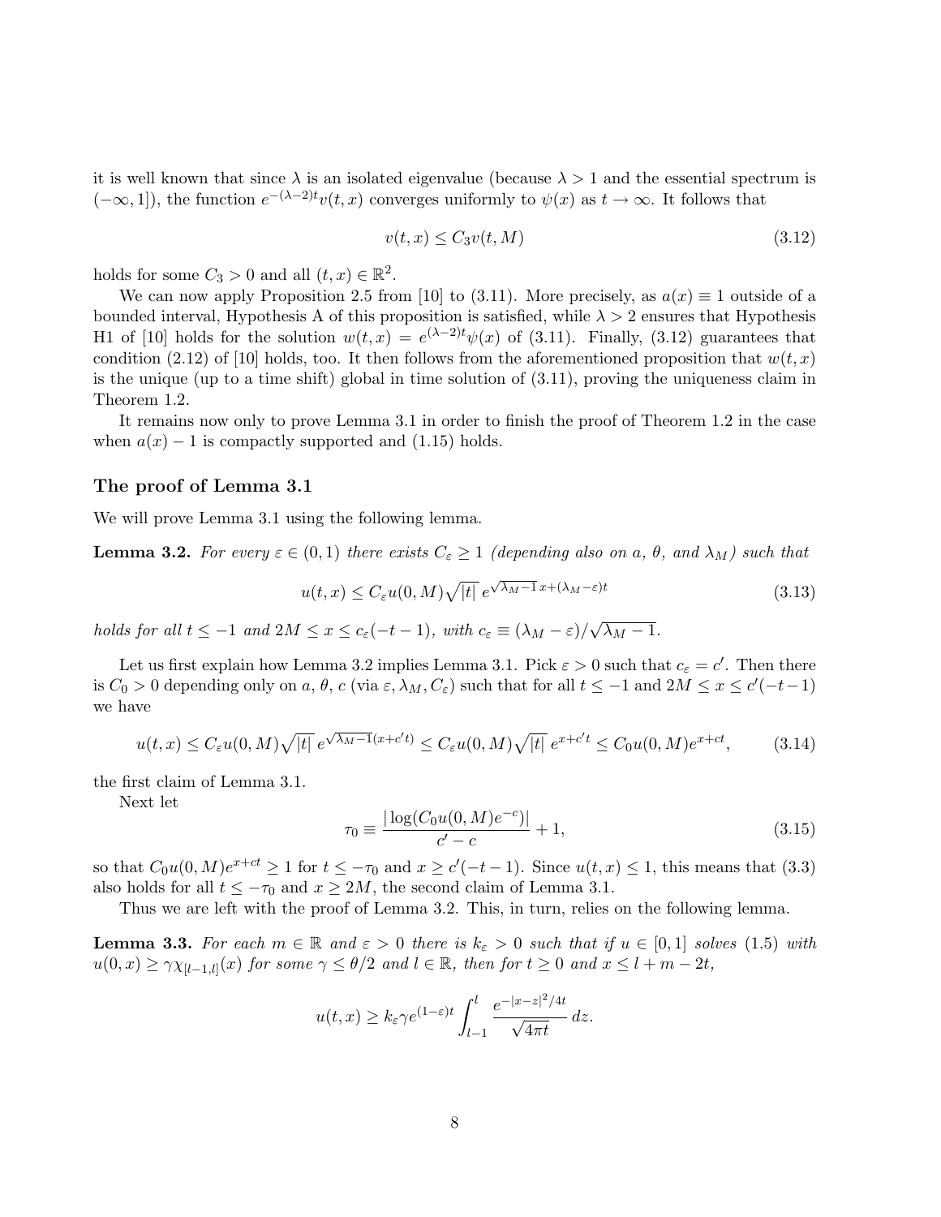it is well known that since $\lambda$ is an isolated eigenvalue (because $\lambda > 1$ and the essential spectrum is $(-\infty, 1]$), the function $e^{-(\lambda-2)t}v(t,x)$ converges uniformly to $\psi(x)$ as $t \to \infty$. It follows that

$$v(t,x) \le C_3 v(t,M) \tag{3.12}$$

holds for some $C_3 > 0$ and all $(t,x) \in \mathbb{R}^2$.

We can now apply Proposition 2.5 from [10] to (3.11). More precisely, as $a(x) \equiv 1$ outside of a bounded interval, Hypothesis A of this proposition is satisfied, while $\lambda > 2$ ensures that Hypothesis H1 of [10] holds for the solution $w(t,x) = e^{(\lambda-2)t}\psi(x)$ of (3.11). Finally, (3.12) guarantees that condition (2.12) of [10] holds, too. It then follows from the aforementioned proposition that $w(t,x)$ is the unique (up to a time shift) global in time solution of (3.11), proving the uniqueness claim in Theorem 1.2.

It remains now only to prove Lemma 3.1 in order to finish the proof of Theorem 1.2 in the case when $a(x) - 1$ is compactly supported and (1.15) holds.

### The proof of Lemma 3.1

We will prove Lemma 3.1 using the following lemma.

**Lemma 3.2.** *For every $\varepsilon \in (0,1)$ there exists $C_\varepsilon \ge 1$ (depending also on $a$, $\theta$, and $\lambda_M$) such that*

$$u(t,x) \le C_\varepsilon u(0,M)\sqrt{|t|}\, e^{\sqrt{\lambda_M - 1}\,x + (\lambda_M - \varepsilon)t} \tag{3.13}$$

*holds for all $t \le -1$ and $2M \le x \le c_\varepsilon(-t-1)$, with $c_\varepsilon \equiv (\lambda_M - \varepsilon)/\sqrt{\lambda_M - 1}$.*

Let us first explain how Lemma 3.2 implies Lemma 3.1. Pick $\varepsilon > 0$ such that $c_\varepsilon = c'$. Then there is $C_0 > 0$ depending only on $a$, $\theta$, $c$ (via $\varepsilon, \lambda_M, C_\varepsilon$) such that for all $t \le -1$ and $2M \le x \le c'(-t-1)$ we have

$$u(t,x) \le C_\varepsilon u(0,M)\sqrt{|t|}\, e^{\sqrt{\lambda_M - 1}(x + c't)} \le C_\varepsilon u(0,M)\sqrt{|t|}\, e^{x + c't} \le C_0 u(0,M) e^{x+ct}, \tag{3.14}$$

the first claim of Lemma 3.1.

Next let

$$\tau_0 \equiv \frac{|\log(C_0 u(0,M)e^{-c})|}{c' - c} + 1, \tag{3.15}$$

so that $C_0 u(0,M)e^{x+ct} \ge 1$ for $t \le -\tau_0$ and $x \ge c'(-t-1)$. Since $u(t,x) \le 1$, this means that (3.3) also holds for all $t \le -\tau_0$ and $x \ge 2M$, the second claim of Lemma 3.1.

Thus we are left with the proof of Lemma 3.2. This, in turn, relies on the following lemma.

**Lemma 3.3.** *For each $m \in \mathbb{R}$ and $\varepsilon > 0$ there is $k_\varepsilon > 0$ such that if $u \in [0,1]$ solves (1.5) with $u(0,x) \ge \gamma\chi_{[l-1,l]}(x)$ for some $\gamma \le \theta/2$ and $l \in \mathbb{R}$, then for $t \ge 0$ and $x \le l + m - 2t$,*

$$u(t,x) \ge k_\varepsilon \gamma e^{(1-\varepsilon)t} \int_{l-1}^{l} \frac{e^{-|x-z|^2/4t}}{\sqrt{4\pi t}}\, dz.$$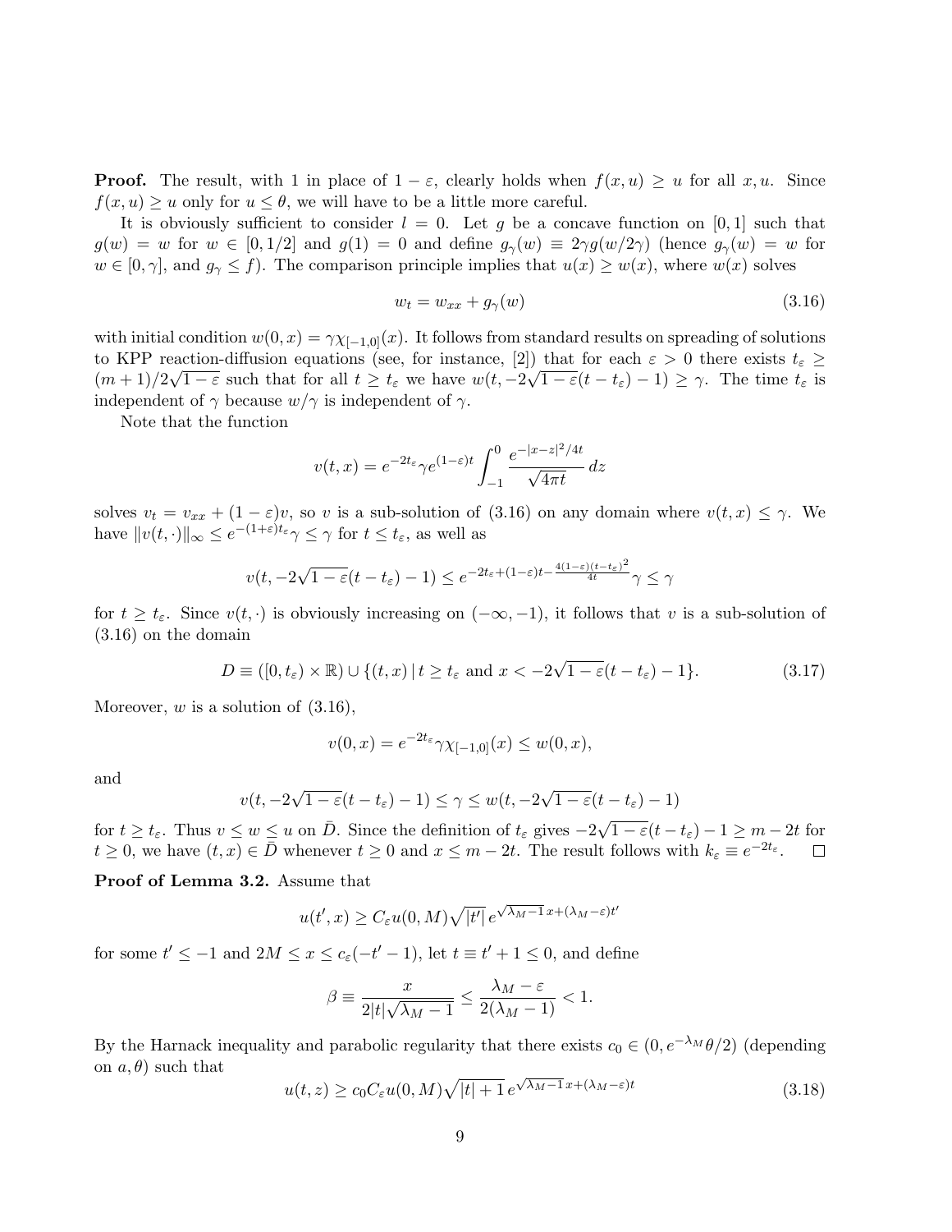**Proof.** The result, with 1 in place of $1-\varepsilon$, clearly holds when $f(x,u) \ge u$ for all $x,u$. Since $f(x,u) \ge u$ only for $u \le \theta$, we will have to be a little more careful.

It is obviously sufficient to consider $l=0$. Let $g$ be a concave function on $[0,1]$ such that $g(w) = w$ for $w \in [0,1/2]$ and $g(1) = 0$ and define $g_\gamma(w) \equiv 2\gamma g(w/2\gamma)$ (hence $g_\gamma(w) = w$ for $w \in [0,\gamma]$, and $g_\gamma \le f$). The comparison principle implies that $u(x) \ge w(x)$, where $w(x)$ solves

$$w_t = w_{xx} + g_\gamma(w) \tag{3.16}$$

with initial condition $w(0,x) = \gamma\chi_{[-1,0]}(x)$. It follows from standard results on spreading of solutions to KPP reaction-diffusion equations (see, for instance, [2]) that for each $\varepsilon > 0$ there exists $t_\varepsilon \ge (m+1)/2\sqrt{1-\varepsilon}$ such that for all $t \ge t_\varepsilon$ we have $w(t, -2\sqrt{1-\varepsilon}(t-t_\varepsilon)-1) \ge \gamma$. The time $t_\varepsilon$ is independent of $\gamma$ because $w/\gamma$ is independent of $\gamma$.

Note that the function

$$v(t,x) = e^{-2t_\varepsilon}\gamma e^{(1-\varepsilon)t}\int_{-1}^{0} \frac{e^{-|x-z|^2/4t}}{\sqrt{4\pi t}}\, dz$$

solves $v_t = v_{xx} + (1-\varepsilon)v$, so $v$ is a sub-solution of (3.16) on any domain where $v(t,x) \le \gamma$. We have $\|v(t,\cdot)\|_\infty \le e^{-(1+\varepsilon)t_\varepsilon}\gamma \le \gamma$ for $t \le t_\varepsilon$, as well as

$$v(t, -2\sqrt{1-\varepsilon}(t-t_\varepsilon)-1) \le e^{-2t_\varepsilon + (1-\varepsilon)t - \frac{4(1-\varepsilon)(t-t_\varepsilon)^2}{4t}}\gamma \le \gamma$$

for $t \ge t_\varepsilon$. Since $v(t,\cdot)$ is obviously increasing on $(-\infty,-1)$, it follows that $v$ is a sub-solution of (3.16) on the domain

$$D \equiv ([0,t_\varepsilon) \times \mathbb{R}) \cup \{(t,x)\,|\, t \ge t_\varepsilon \text{ and } x < -2\sqrt{1-\varepsilon}(t-t_\varepsilon)-1\}. \tag{3.17}$$

Moreover, $w$ is a solution of (3.16),

$$v(0,x) = e^{-2t_\varepsilon}\gamma\chi_{[-1,0]}(x) \le w(0,x),$$

and

$$v(t, -2\sqrt{1-\varepsilon}(t-t_\varepsilon)-1) \le \gamma \le w(t, -2\sqrt{1-\varepsilon}(t-t_\varepsilon)-1)$$

for $t \ge t_\varepsilon$. Thus $v \le w \le u$ on $\bar{D}$. Since the definition of $t_\varepsilon$ gives $-2\sqrt{1-\varepsilon}(t-t_\varepsilon) - 1 \ge m - 2t$ for $t \ge 0$, we have $(t,x) \in \bar{D}$ whenever $t \ge 0$ and $x \le m - 2t$. The result follows with $k_\varepsilon \equiv e^{-2t_\varepsilon}$. $\square$

**Proof of Lemma 3.2.** Assume that

$$u(t',x) \ge C_\varepsilon u(0,M)\sqrt{|t'|}\, e^{\sqrt{\lambda_M - 1}\,x + (\lambda_M - \varepsilon)t'}$$

for some $t' \le -1$ and $2M \le x \le c_\varepsilon(-t'-1)$, let $t \equiv t'+1 \le 0$, and define

$$\beta \equiv \frac{x}{2|t|\sqrt{\lambda_M - 1}} \le \frac{\lambda_M - \varepsilon}{2(\lambda_M - 1)} < 1.$$

By the Harnack inequality and parabolic regularity that there exists $c_0 \in (0, e^{-\lambda_M}\theta/2)$ (depending on $a, \theta$) such that

$$u(t,z) \ge c_0 C_\varepsilon u(0,M)\sqrt{|t|+1}\, e^{\sqrt{\lambda_M - 1}\,x + (\lambda_M - \varepsilon)t} \tag{3.18}$$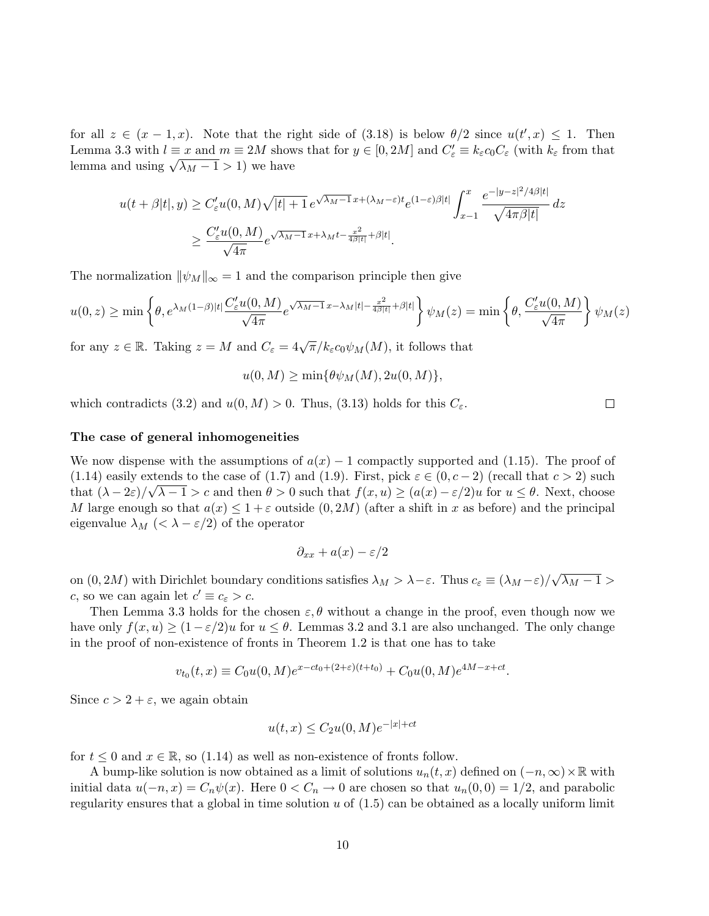for all $z \in (x-1, x)$. Note that the right side of (3.18) is below $\theta/2$ since $u(t', x) \le 1$. Then Lemma 3.3 with $l \equiv x$ and $m \equiv 2M$ shows that for $y \in [0, 2M]$ and $C'_\varepsilon \equiv k_\varepsilon c_0 C_\varepsilon$ (with $k_\varepsilon$ from that lemma and using $\sqrt{\lambda_M - 1} > 1$) we have

$$
\begin{aligned}
u(t+\beta|t|, y) &\ge C'_\varepsilon u(0, M)\sqrt{|t|+1}\, e^{\sqrt{\lambda_M - 1}\,x + (\lambda_M - \varepsilon)t} e^{(1-\varepsilon)\beta|t|} \int_{x-1}^{x} \frac{e^{-|y-z|^2/4\beta|t|}}{\sqrt{4\pi\beta|t|}}\, dz \\
&\ge \frac{C'_\varepsilon u(0, M)}{\sqrt{4\pi}} e^{\sqrt{\lambda_M - 1}\,x + \lambda_M t - \frac{x^2}{4\beta|t|} + \beta|t|}.
\end{aligned}
$$

The normalization $\|\psi_M\|_\infty = 1$ and the comparison principle then give

$$
u(0, z) \ge \min\left\{\theta, e^{\lambda_M(1-\beta)|t|} \frac{C'_\varepsilon u(0, M)}{\sqrt{4\pi}} e^{\sqrt{\lambda_M - 1}\,x - \lambda_M|t| - \frac{x^2}{4\beta|t|} + \beta|t|}\right\} \psi_M(z) = \min\left\{\theta, \frac{C'_\varepsilon u(0, M)}{\sqrt{4\pi}}\right\} \psi_M(z)
$$

for any $z \in \mathbb{R}$. Taking $z = M$ and $C_\varepsilon = 4\sqrt{\pi}/k_\varepsilon c_0 \psi_M(M)$, it follows that

$$
u(0, M) \ge \min\{\theta\psi_M(M), 2u(0, M)\},
$$

which contradicts (3.2) and $u(0, M) > 0$. Thus, (3.13) holds for this $C_\varepsilon$. $\square$

**The case of general inhomogeneities**

We now dispense with the assumptions of $a(x) - 1$ compactly supported and (1.15). The proof of (1.14) easily extends to the case of (1.7) and (1.9). First, pick $\varepsilon \in (0, c-2)$ (recall that $c > 2$) such that $(\lambda - 2\varepsilon)/\sqrt{\lambda - 1} > c$ and then $\theta > 0$ such that $f(x, u) \ge (a(x) - \varepsilon/2)u$ for $u \le \theta$. Next, choose $M$ large enough so that $a(x) \le 1 + \varepsilon$ outside $(0, 2M)$ (after a shift in $x$ as before) and the principal eigenvalue $\lambda_M$ ($< \lambda - \varepsilon/2$) of the operator

$$
\partial_{xx} + a(x) - \varepsilon/2
$$

on $(0, 2M)$ with Dirichlet boundary conditions satisfies $\lambda_M > \lambda - \varepsilon$. Thus $c_\varepsilon \equiv (\lambda_M - \varepsilon)/\sqrt{\lambda_M - 1} > c$, so we can again let $c' \equiv c_\varepsilon > c$.

Then Lemma 3.3 holds for the chosen $\varepsilon, \theta$ without a change in the proof, even though now we have only $f(x, u) \ge (1 - \varepsilon/2)u$ for $u \le \theta$. Lemmas 3.2 and 3.1 are also unchanged. The only change in the proof of non-existence of fronts in Theorem 1.2 is that one has to take

$$
v_{t_0}(t, x) \equiv C_0 u(0, M) e^{x - ct_0 + (2+\varepsilon)(t+t_0)} + C_0 u(0, M) e^{4M - x + ct}.
$$

Since $c > 2 + \varepsilon$, we again obtain

$$
u(t, x) \le C_2 u(0, M) e^{-|x| + ct}
$$

for $t \le 0$ and $x \in \mathbb{R}$, so (1.14) as well as non-existence of fronts follow.

A bump-like solution is now obtained as a limit of solutions $u_n(t, x)$ defined on $(-n, \infty) \times \mathbb{R}$ with initial data $u(-n, x) = C_n \psi(x)$. Here $0 < C_n \to 0$ are chosen so that $u_n(0, 0) = 1/2$, and parabolic regularity ensures that a global in time solution $u$ of (1.5) can be obtained as a locally uniform limit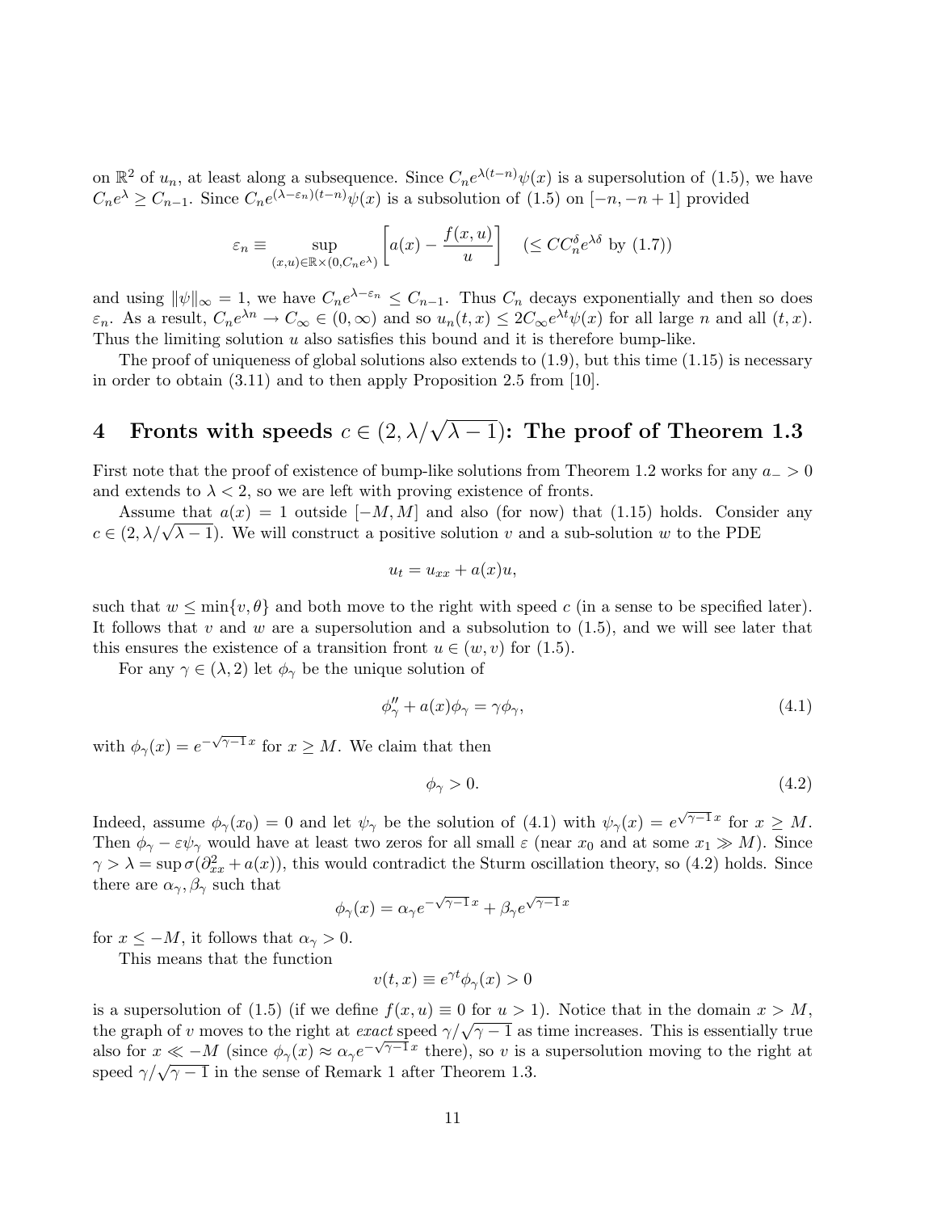on $\mathbb{R}^2$ of $u_n$, at least along a subsequence. Since $C_n e^{\lambda(t-n)}\psi(x)$ is a supersolution of (1.5), we have $C_n e^{\lambda} \geq C_{n-1}$. Since $C_n e^{(\lambda-\varepsilon_n)(t-n)}\psi(x)$ is a subsolution of (1.5) on $[-n,-n+1]$ provided

$$\varepsilon_n \equiv \sup_{(x,u)\in\mathbb{R}\times(0,C_n e^{\lambda})} \left[a(x) - \frac{f(x,u)}{u}\right] \quad (\leq CC_n^{\delta} e^{\lambda\delta} \text{ by (1.7)})$$

and using $\|\psi\|_\infty = 1$, we have $C_n e^{\lambda-\varepsilon_n} \leq C_{n-1}$. Thus $C_n$ decays exponentially and then so does $\varepsilon_n$. As a result, $C_n e^{\lambda n} \to C_\infty \in (0,\infty)$ and so $u_n(t,x) \leq 2C_\infty e^{\lambda t}\psi(x)$ for all large $n$ and all $(t,x)$. Thus the limiting solution $u$ also satisfies this bound and it is therefore bump-like.

The proof of uniqueness of global solutions also extends to (1.9), but this time (1.15) is necessary in order to obtain (3.11) and to then apply Proposition 2.5 from [10].

# 4 Fronts with speeds $c \in (2, \lambda/\sqrt{\lambda-1})$: The proof of Theorem 1.3

First note that the proof of existence of bump-like solutions from Theorem 1.2 works for any $a_- > 0$ and extends to $\lambda < 2$, so we are left with proving existence of fronts.

Assume that $a(x) = 1$ outside $[-M, M]$ and also (for now) that (1.15) holds. Consider any $c \in (2, \lambda/\sqrt{\lambda-1})$. We will construct a positive solution $v$ and a sub-solution $w$ to the PDE

$$u_t = u_{xx} + a(x)u,$$

such that $w \leq \min\{v, \theta\}$ and both move to the right with speed $c$ (in a sense to be specified later). It follows that $v$ and $w$ are a supersolution and a subsolution to (1.5), and we will see later that this ensures the existence of a transition front $u \in (w, v)$ for (1.5).

For any $\gamma \in (\lambda, 2)$ let $\phi_\gamma$ be the unique solution of

$$\phi_\gamma'' + a(x)\phi_\gamma = \gamma\phi_\gamma, \tag{4.1}$$

with $\phi_\gamma(x) = e^{-\sqrt{\gamma-1}\,x}$ for $x \geq M$. We claim that then

$$\phi_\gamma > 0. \tag{4.2}$$

Indeed, assume $\phi_\gamma(x_0) = 0$ and let $\psi_\gamma$ be the solution of (4.1) with $\psi_\gamma(x) = e^{\sqrt{\gamma-1}\,x}$ for $x \geq M$. Then $\phi_\gamma - \varepsilon\psi_\gamma$ would have at least two zeros for all small $\varepsilon$ (near $x_0$ and at some $x_1 \gg M$). Since $\gamma > \lambda = \sup\sigma(\partial_{xx}^2 + a(x))$, this would contradict the Sturm oscillation theory, so (4.2) holds. Since there are $\alpha_\gamma, \beta_\gamma$ such that

$$\phi_\gamma(x) = \alpha_\gamma e^{-\sqrt{\gamma-1}\,x} + \beta_\gamma e^{\sqrt{\gamma-1}\,x}$$

for $x \leq -M$, it follows that $\alpha_\gamma > 0$.

This means that the function

$$v(t,x) \equiv e^{\gamma t}\phi_\gamma(x) > 0$$

is a supersolution of (1.5) (if we define $f(x,u) \equiv 0$ for $u > 1$). Notice that in the domain $x > M$, the graph of $v$ moves to the right at *exact* speed $\gamma/\sqrt{\gamma-1}$ as time increases. This is essentially true also for $x \ll -M$ (since $\phi_\gamma(x) \approx \alpha_\gamma e^{-\sqrt{\gamma-1}\,x}$ there), so $v$ is a supersolution moving to the right at speed $\gamma/\sqrt{\gamma-1}$ in the sense of Remark 1 after Theorem 1.3.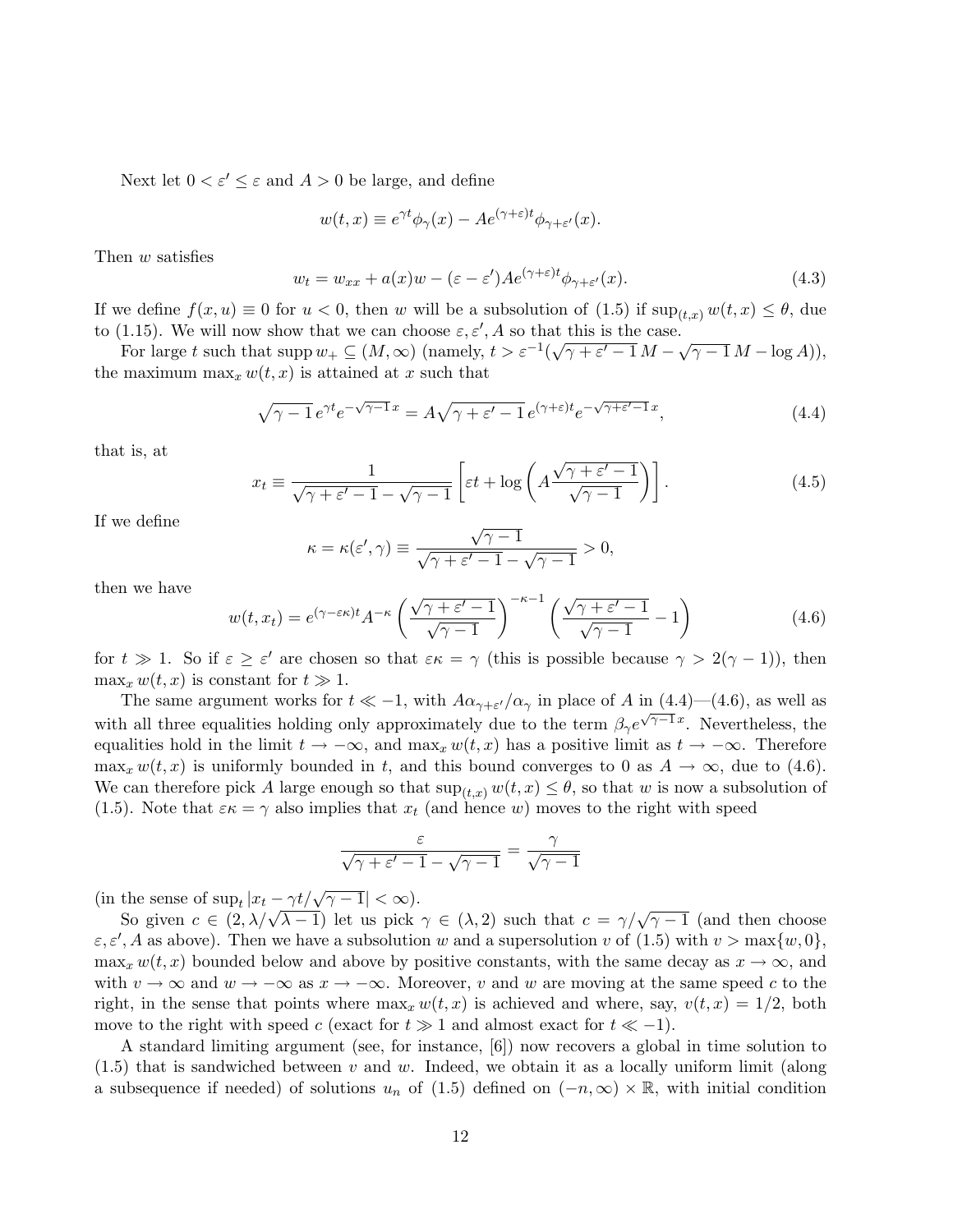Next let $0 < \varepsilon' \leq \varepsilon$ and $A > 0$ be large, and define

$$w(t,x) \equiv e^{\gamma t}\phi_\gamma(x) - Ae^{(\gamma+\varepsilon)t}\phi_{\gamma+\varepsilon'}(x).$$

Then $w$ satisfies

$$w_t = w_{xx} + a(x)w - (\varepsilon - \varepsilon')Ae^{(\gamma+\varepsilon)t}\phi_{\gamma+\varepsilon'}(x). \tag{4.3}$$

If we define $f(x,u) \equiv 0$ for $u < 0$, then $w$ will be a subsolution of (1.5) if $\sup_{(t,x)} w(t,x) \leq \theta$, due to (1.15). We will now show that we can choose $\varepsilon, \varepsilon', A$ so that this is the case.

For large $t$ such that $\operatorname{supp} w_+ \subseteq (M, \infty)$ (namely, $t > \varepsilon^{-1}(\sqrt{\gamma+\varepsilon'-1}\, M - \sqrt{\gamma - 1}\, M - \log A)$), the maximum $\max_x w(t,x)$ is attained at $x$ such that

$$\sqrt{\gamma-1}\, e^{\gamma t} e^{-\sqrt{\gamma-1}\, x} = A\sqrt{\gamma+\varepsilon'-1}\, e^{(\gamma+\varepsilon)t} e^{-\sqrt{\gamma+\varepsilon'-1}\, x}, \tag{4.4}$$

that is, at

$$x_t \equiv \frac{1}{\sqrt{\gamma+\varepsilon'-1} - \sqrt{\gamma-1}} \left[ \varepsilon t + \log\left( A\frac{\sqrt{\gamma+\varepsilon'-1}}{\sqrt{\gamma-1}} \right) \right]. \tag{4.5}$$

If we define

$$\kappa = \kappa(\varepsilon', \gamma) \equiv \frac{\sqrt{\gamma-1}}{\sqrt{\gamma+\varepsilon'-1} - \sqrt{\gamma-1}} > 0,$$

then we have

$$w(t,x_t) = e^{(\gamma - \varepsilon\kappa)t} A^{-\kappa} \left( \frac{\sqrt{\gamma+\varepsilon'-1}}{\sqrt{\gamma-1}} \right)^{-\kappa-1} \left( \frac{\sqrt{\gamma+\varepsilon'-1}}{\sqrt{\gamma-1}} - 1 \right) \tag{4.6}$$

for $t \gg 1$. So if $\varepsilon \geq \varepsilon'$ are chosen so that $\varepsilon\kappa = \gamma$ (this is possible because $\gamma > 2(\gamma - 1)$), then $\max_x w(t,x)$ is constant for $t \gg 1$.

The same argument works for $t \ll -1$, with $A\alpha_{\gamma+\varepsilon'}/\alpha_\gamma$ in place of $A$ in (4.4)—(4.6), as well as with all three equalities holding only approximately due to the term $\beta_\gamma e^{\sqrt{\gamma-1}\, x}$. Nevertheless, the equalities hold in the limit $t \to -\infty$, and $\max_x w(t,x)$ has a positive limit as $t \to -\infty$. Therefore $\max_x w(t,x)$ is uniformly bounded in $t$, and this bound converges to 0 as $A \to \infty$, due to (4.6). We can therefore pick $A$ large enough so that $\sup_{(t,x)} w(t,x) \leq \theta$, so that $w$ is now a subsolution of (1.5). Note that $\varepsilon\kappa = \gamma$ also implies that $x_t$ (and hence $w$) moves to the right with speed

$$\frac{\varepsilon}{\sqrt{\gamma+\varepsilon'-1} - \sqrt{\gamma-1}} = \frac{\gamma}{\sqrt{\gamma-1}}$$

(in the sense of $\sup_t |x_t - \gamma t/\sqrt{\gamma-1}| < \infty$).

So given $c \in (2, \lambda/\sqrt{\lambda-1})$ let us pick $\gamma \in (\lambda, 2)$ such that $c = \gamma/\sqrt{\gamma-1}$ (and then choose $\varepsilon, \varepsilon', A$ as above). Then we have a subsolution $w$ and a supersolution $v$ of (1.5) with $v > \max\{w, 0\}$, $\max_x w(t,x)$ bounded below and above by positive constants, with the same decay as $x \to \infty$, and with $v \to \infty$ and $w \to -\infty$ as $x \to -\infty$. Moreover, $v$ and $w$ are moving at the same speed $c$ to the right, in the sense that points where $\max_x w(t,x)$ is achieved and where, say, $v(t,x) = 1/2$, both move to the right with speed $c$ (exact for $t \gg 1$ and almost exact for $t \ll -1$).

A standard limiting argument (see, for instance, [6]) now recovers a global in time solution to (1.5) that is sandwiched between $v$ and $w$. Indeed, we obtain it as a locally uniform limit (along a subsequence if needed) of solutions $u_n$ of (1.5) defined on $(-n, \infty) \times \mathbb{R}$, with initial condition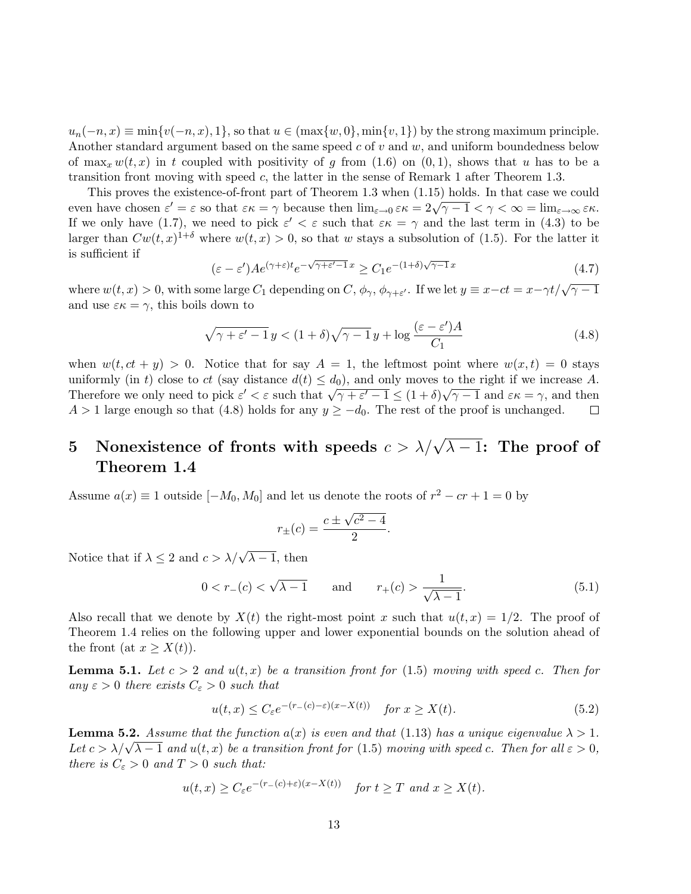$u_n(-n,x) \equiv \min\{v(-n,x),1\}$, so that $u \in (\max\{w,0\}, \min\{v,1\})$ by the strong maximum principle. Another standard argument based on the same speed $c$ of $v$ and $w$, and uniform boundedness below of $\max_x w(t,x)$ in $t$ coupled with positivity of $g$ from (1.6) on $(0,1)$, shows that $u$ has to be a transition front moving with speed $c$, the latter in the sense of Remark 1 after Theorem 1.3.

This proves the existence-of-front part of Theorem 1.3 when (1.15) holds. In that case we could even have chosen $\varepsilon' = \varepsilon$ so that $\varepsilon\kappa = \gamma$ because then $\lim_{\varepsilon\to 0} \varepsilon\kappa = 2\sqrt{\gamma - 1} < \gamma < \infty = \lim_{\varepsilon\to\infty} \varepsilon\kappa$. If we only have (1.7), we need to pick $\varepsilon' < \varepsilon$ such that $\varepsilon\kappa = \gamma$ and the last term in (4.3) to be larger than $Cw(t,x)^{1+\delta}$ where $w(t,x) > 0$, so that $w$ stays a subsolution of (1.5). For the latter it is sufficient if

$$(\varepsilon - \varepsilon')Ae^{(\gamma+\varepsilon)t}e^{-\sqrt{\gamma+\varepsilon'-1}\,x} \geq C_1 e^{-(1+\delta)\sqrt{\gamma-1}\,x} \tag{4.7}$$

where $w(t,x) > 0$, with some large $C_1$ depending on $C$, $\phi_\gamma$, $\phi_{\gamma+\varepsilon'}$. If we let $y \equiv x - ct = x - \gamma t/\sqrt{\gamma - 1}$ and use $\varepsilon\kappa = \gamma$, this boils down to

$$\sqrt{\gamma + \varepsilon' - 1}\, y < (1+\delta)\sqrt{\gamma - 1}\, y + \log \frac{(\varepsilon - \varepsilon')A}{C_1} \tag{4.8}$$

when $w(t, ct + y) > 0$. Notice that for say $A = 1$, the leftmost point where $w(x,t) = 0$ stays uniformly (in $t$) close to $ct$ (say distance $d(t) \leq d_0$), and only moves to the right if we increase $A$. Therefore we only need to pick $\varepsilon' < \varepsilon$ such that $\sqrt{\gamma + \varepsilon' - 1} \leq (1+\delta)\sqrt{\gamma - 1}$ and $\varepsilon\kappa = \gamma$, and then $A > 1$ large enough so that (4.8) holds for any $y \geq -d_0$. The rest of the proof is unchanged. $\square$

# 5 Nonexistence of fronts with speeds $c > \lambda/\sqrt{\lambda - 1}$: The proof of Theorem 1.4

Assume $a(x) \equiv 1$ outside $[-M_0, M_0]$ and let us denote the roots of $r^2 - cr + 1 = 0$ by

$$r_\pm(c) = \frac{c \pm \sqrt{c^2 - 4}}{2}.$$

Notice that if $\lambda \leq 2$ and $c > \lambda/\sqrt{\lambda - 1}$, then

$$0 < r_-(c) < \sqrt{\lambda - 1} \qquad \text{and} \qquad r_+(c) > \frac{1}{\sqrt{\lambda - 1}}. \tag{5.1}$$

Also recall that we denote by $X(t)$ the right-most point $x$ such that $u(t,x) = 1/2$. The proof of Theorem 1.4 relies on the following upper and lower exponential bounds on the solution ahead of the front (at $x \geq X(t)$).

**Lemma 5.1.** *Let $c > 2$ and $u(t,x)$ be a transition front for (1.5) moving with speed $c$. Then for any $\varepsilon > 0$ there exists $C_\varepsilon > 0$ such that*

$$u(t,x) \leq C_\varepsilon e^{-(r_-(c)-\varepsilon)(x - X(t))} \quad \text{for } x \geq X(t). \tag{5.2}$$

**Lemma 5.2.** *Assume that the function $a(x)$ is even and that (1.13) has a unique eigenvalue $\lambda > 1$. Let $c > \lambda/\sqrt{\lambda - 1}$ and $u(t,x)$ be a transition front for (1.5) moving with speed $c$. Then for all $\varepsilon > 0$, there is $C_\varepsilon > 0$ and $T > 0$ such that:*

$$u(t,x) \geq C_\varepsilon e^{-(r_-(c)+\varepsilon)(x - X(t))} \quad \text{for } t \geq T \text{ and } x \geq X(t).$$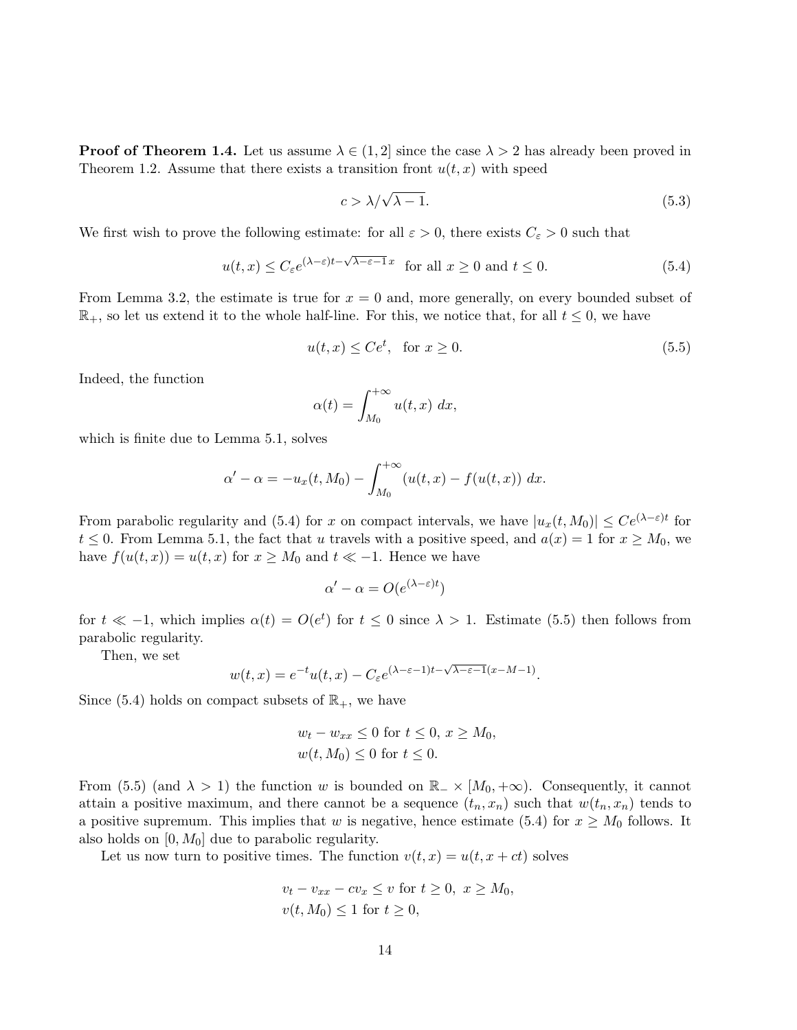**Proof of Theorem 1.4.** Let us assume $\lambda \in (1, 2]$ since the case $\lambda > 2$ has already been proved in Theorem 1.2. Assume that there exists a transition front $u(t,x)$ with speed

$$c > \lambda/\sqrt{\lambda - 1}. \tag{5.3}$$

We first wish to prove the following estimate: for all $\varepsilon > 0$, there exists $C_\varepsilon > 0$ such that

$$u(t,x) \leq C_\varepsilon e^{(\lambda-\varepsilon)t - \sqrt{\lambda-\varepsilon-1}\,x} \text{ for all } x \geq 0 \text{ and } t \leq 0. \tag{5.4}$$

From Lemma 3.2, the estimate is true for $x = 0$ and, more generally, on every bounded subset of $\mathbb{R}_+$, so let us extend it to the whole half-line. For this, we notice that, for all $t \leq 0$, we have

$$u(t,x) \leq Ce^t, \ \text{ for } x \geq 0. \tag{5.5}$$

Indeed, the function

$$\alpha(t) = \int_{M_0}^{+\infty} u(t,x)\, dx,$$

which is finite due to Lemma 5.1, solves

$$\alpha' - \alpha = -u_x(t, M_0) - \int_{M_0}^{+\infty} (u(t,x) - f(u(t,x))\, dx.$$

From parabolic regularity and (5.4) for $x$ on compact intervals, we have $|u_x(t, M_0)| \leq Ce^{(\lambda-\varepsilon)t}$ for $t \leq 0$. From Lemma 5.1, the fact that $u$ travels with a positive speed, and $a(x) = 1$ for $x \geq M_0$, we have $f(u(t,x)) = u(t,x)$ for $x \geq M_0$ and $t \ll -1$. Hence we have

$$\alpha' - \alpha = O(e^{(\lambda-\varepsilon)t})$$

for $t \ll -1$, which implies $\alpha(t) = O(e^t)$ for $t \leq 0$ since $\lambda > 1$. Estimate (5.5) then follows from parabolic regularity.

Then, we set

$$w(t,x) = e^{-t}u(t,x) - C_\varepsilon e^{(\lambda-\varepsilon-1)t - \sqrt{\lambda-\varepsilon-1}(x-M-1)}.$$

Since (5.4) holds on compact subsets of $\mathbb{R}_+$, we have

$$\begin{aligned} &w_t - w_{xx} \leq 0 \text{ for } t \leq 0,\ x \geq M_0, \\ &w(t, M_0) \leq 0 \text{ for } t \leq 0. \end{aligned}$$

From (5.5) (and $\lambda > 1$) the function $w$ is bounded on $\mathbb{R}_- \times [M_0, +\infty)$. Consequently, it cannot attain a positive maximum, and there cannot be a sequence $(t_n, x_n)$ such that $w(t_n, x_n)$ tends to a positive supremum. This implies that $w$ is negative, hence estimate (5.4) for $x \geq M_0$ follows. It also holds on $[0, M_0]$ due to parabolic regularity.

Let us now turn to positive times. The function $v(t,x) = u(t, x + ct)$ solves

$$\begin{aligned} &v_t - v_{xx} - cv_x \leq v \text{ for } t \geq 0,\ x \geq M_0, \\ &v(t, M_0) \leq 1 \text{ for } t \geq 0, \end{aligned}$$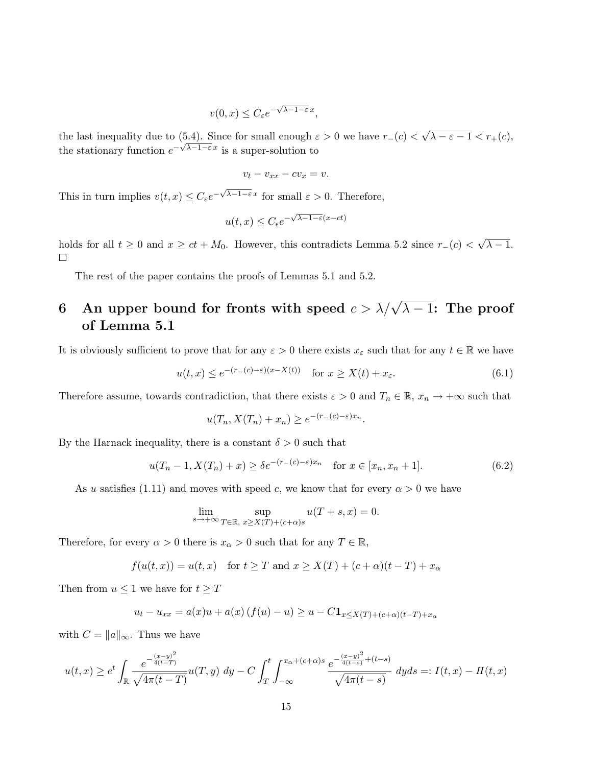$$v(0,x) \le C_\varepsilon e^{-\sqrt{\lambda-1-\varepsilon}\, x},$$

the last inequality due to (5.4). Since for small enough $\varepsilon > 0$ we have $r_-(c) < \sqrt{\lambda - \varepsilon - 1} < r_+(c)$, the stationary function $e^{-\sqrt{\lambda-1-\varepsilon}\, x}$ is a super-solution to

$$v_t - v_{xx} - cv_x = v.$$

This in turn implies $v(t,x) \le C_\varepsilon e^{-\sqrt{\lambda-1-\varepsilon}\, x}$ for small $\varepsilon > 0$. Therefore,

$$u(t,x) \le C_\epsilon e^{-\sqrt{\lambda-1-\varepsilon}(x-ct)}$$

holds for all $t \ge 0$ and $x \ge ct + M_0$. However, this contradicts Lemma 5.2 since $r_-(c) < \sqrt{\lambda - 1}$. □

The rest of the paper contains the proofs of Lemmas 5.1 and 5.2.

## 6 An upper bound for fronts with speed $c > \lambda/\sqrt{\lambda-1}$: The proof of Lemma 5.1

It is obviously sufficient to prove that for any $\varepsilon > 0$ there exists $x_\varepsilon$ such that for any $t \in \mathbb{R}$ we have

$$u(t,x) \le e^{-(r_-(c)-\varepsilon)(x-X(t))} \quad \text{for } x \ge X(t) + x_\varepsilon. \tag{6.1}$$

Therefore assume, towards contradiction, that there exists $\varepsilon > 0$ and $T_n \in \mathbb{R}$, $x_n \to +\infty$ such that

$$u(T_n, X(T_n) + x_n) \ge e^{-(r_-(c)-\varepsilon)x_n}.$$

By the Harnack inequality, there is a constant $\delta > 0$ such that

$$u(T_n - 1, X(T_n) + x) \ge \delta e^{-(r_-(c)-\varepsilon)x_n} \quad \text{for } x \in [x_n, x_n + 1]. \tag{6.2}$$

As $u$ satisfies (1.11) and moves with speed $c$, we know that for every $\alpha > 0$ we have

$$\lim_{s \to +\infty} \sup_{T \in \mathbb{R},\ x \ge X(T) + (c+\alpha)s} u(T+s, x) = 0.$$

Therefore, for every $\alpha > 0$ there is $x_\alpha > 0$ such that for any $T \in \mathbb{R}$,

$$f(u(t,x)) = u(t,x) \quad \text{for } t \ge T \text{ and } x \ge X(T) + (c+\alpha)(t-T) + x_\alpha$$

Then from $u \le 1$ we have for $t \ge T$

$$u_t - u_{xx} = a(x)u + a(x)\left(f(u) - u\right) \ge u - C\mathbf{1}_{x \le X(T) + (c+\alpha)(t-T) + x_\alpha}$$

with $C = \|a\|_\infty$. Thus we have

$$u(t,x) \ge e^t \int_{\mathbb{R}} \frac{e^{-\frac{(x-y)^2}{4(t-T)}}}{\sqrt{4\pi(t-T)}} u(T,y)\, dy - C \int_T^t \int_{-\infty}^{x_\alpha + (c+\alpha)s} \frac{e^{-\frac{(x-y)^2}{4(t-s)} + (t-s)}}{\sqrt{4\pi(t-s)}}\, dy ds =: I(t,x) - II(t,x)$$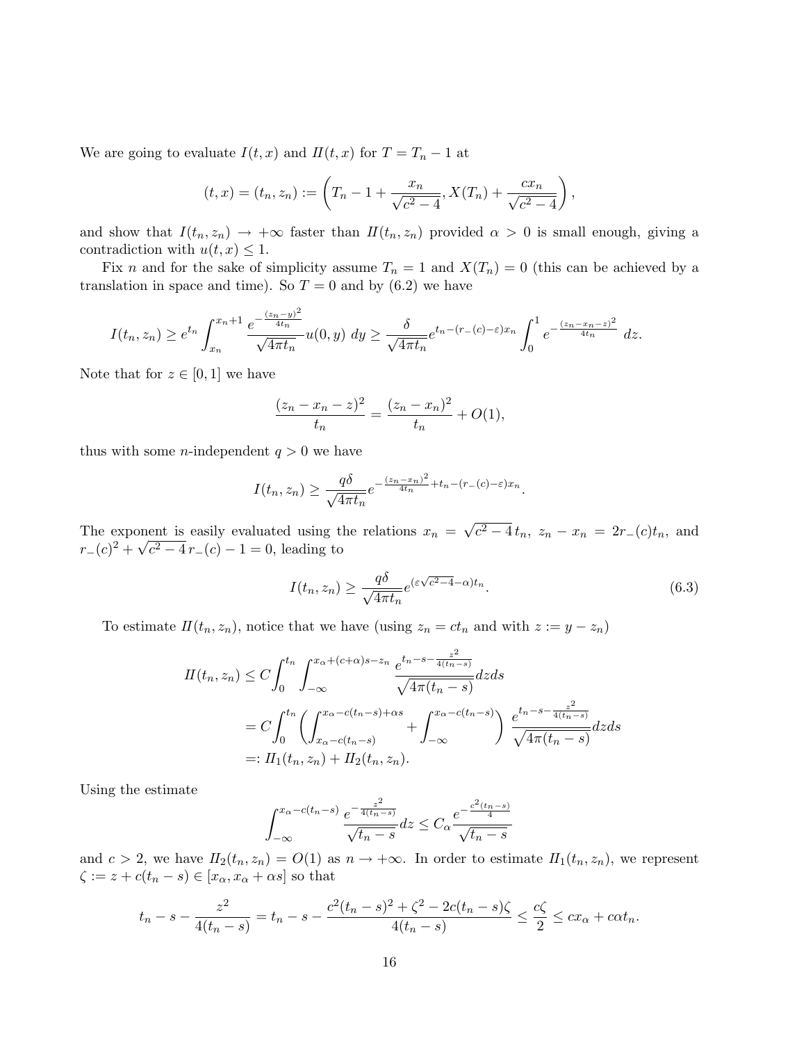We are going to evaluate $I(t,x)$ and $II(t,x)$ for $T = T_n - 1$ at

$$(t,x) = (t_n, z_n) := \left( T_n - 1 + \frac{x_n}{\sqrt{c^2-4}}, X(T_n) + \frac{c x_n}{\sqrt{c^2-4}} \right),$$

and show that $I(t_n, z_n) \to +\infty$ faster than $II(t_n, z_n)$ provided $\alpha > 0$ is small enough, giving a contradiction with $u(t,x) \le 1$.

Fix $n$ and for the sake of simplicity assume $T_n = 1$ and $X(T_n) = 0$ (this can be achieved by a translation in space and time). So $T = 0$ and by (6.2) we have

$$I(t_n, z_n) \ge e^{t_n} \int_{x_n}^{x_n+1} \frac{e^{-\frac{(z_n-y)^2}{4t_n}}}{\sqrt{4\pi t_n}} u(0,y)\, dy \ge \frac{\delta}{\sqrt{4\pi t_n}} e^{t_n - (r_-(c)-\varepsilon)x_n} \int_0^1 e^{-\frac{(z_n-x_n-z)^2}{4t_n}}\, dz.$$

Note that for $z \in [0,1]$ we have

$$\frac{(z_n - x_n - z)^2}{t_n} = \frac{(z_n-x_n)^2}{t_n} + O(1),$$

thus with some $n$-independent $q > 0$ we have

$$I(t_n, z_n) \ge \frac{q\delta}{\sqrt{4\pi t_n}} e^{-\frac{(z_n-x_n)^2}{4t_n} + t_n - (r_-(c)-\varepsilon)x_n}.$$

The exponent is easily evaluated using the relations $x_n = \sqrt{c^2-4}\, t_n$, $z_n - x_n = 2r_-(c)t_n$, and $r_-(c)^2 + \sqrt{c^2-4}\, r_-(c) - 1 = 0$, leading to

$$I(t_n, z_n) \ge \frac{q\delta}{\sqrt{4\pi t_n}} e^{(\varepsilon\sqrt{c^2-4} - \alpha)t_n}. \tag{6.3}$$

To estimate $II(t_n, z_n)$, notice that we have (using $z_n = ct_n$ and with $z := y - z_n$)

$$\begin{aligned}
II(t_n, z_n) &\le C \int_0^{t_n} \int_{-\infty}^{x_\alpha + (c+\alpha)s - z_n} \frac{e^{t_n - s - \frac{z^2}{4(t_n-s)}}}{\sqrt{4\pi(t_n-s)}} dz ds \\
&= C \int_0^{t_n} \left( \int_{x_\alpha - c(t_n-s)}^{x_\alpha - c(t_n-s)+\alpha s} + \int_{-\infty}^{x_\alpha - c(t_n-s)} \right) \frac{e^{t_n - s - \frac{z^2}{4(t_n-s)}}}{\sqrt{4\pi(t_n-s)}} dz ds \\
&=: II_1(t_n, z_n) + II_2(t_n, z_n).
\end{aligned}$$

Using the estimate

$$\int_{-\infty}^{x_\alpha - c(t_n-s)} \frac{e^{-\frac{z^2}{4(t_n-s)}}}{\sqrt{t_n-s}} dz \le C_\alpha \frac{e^{-\frac{c^2(t_n-s)}{4}}}{\sqrt{t_n-s}}$$

and $c > 2$, we have $II_2(t_n, z_n) = O(1)$ as $n \to +\infty$. In order to estimate $II_1(t_n, z_n)$, we represent $\zeta := z + c(t_n - s) \in [x_\alpha, x_\alpha + \alpha s]$ so that

$$t_n - s - \frac{z^2}{4(t_n-s)} = t_n - s - \frac{c^2(t_n-s)^2 + \zeta^2 - 2c(t_n-s)\zeta}{4(t_n-s)} \le \frac{c\zeta}{2} \le cx_\alpha + c\alpha t_n.$$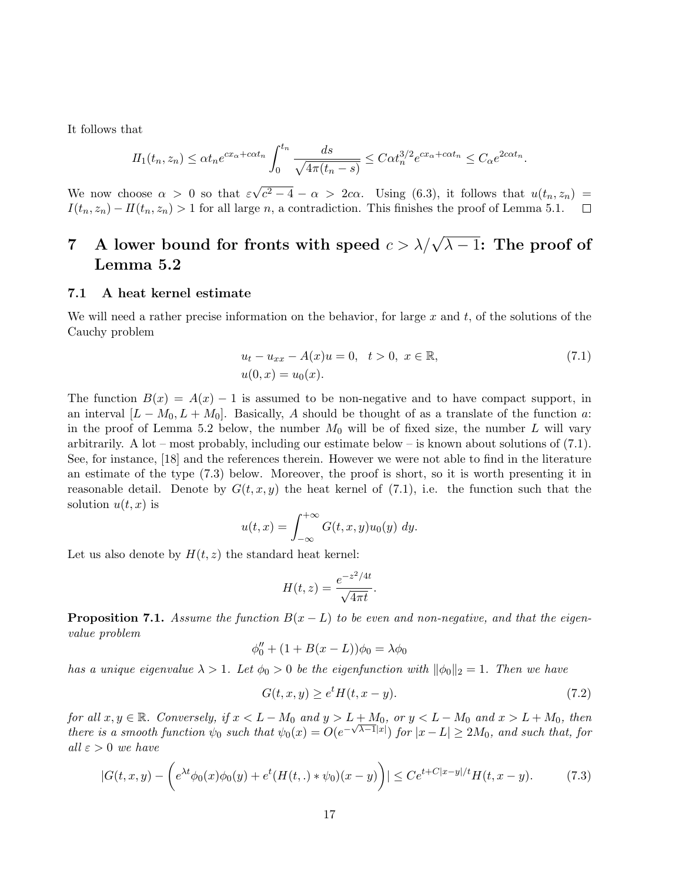It follows that

$$
I\!I_1(t_n, z_n) \leq \alpha t_n e^{cx_\alpha + c\alpha t_n} \int_0^{t_n} \frac{ds}{\sqrt{4\pi(t_n - s)}} \leq C\alpha t_n^{3/2} e^{cx_\alpha + c\alpha t_n} \leq C_\alpha e^{2c\alpha t_n}.
$$

We now choose $\alpha > 0$ so that $\varepsilon\sqrt{c^2 - 4} - \alpha > 2c\alpha$. Using (6.3), it follows that $u(t_n, z_n) = I(t_n, z_n) - I\!I(t_n, z_n) > 1$ for all large $n$, a contradiction. This finishes the proof of Lemma 5.1. $\square$

# 7 A lower bound for fronts with speed $c > \lambda/\sqrt{\lambda - 1}$: The proof of Lemma 5.2

## 7.1 A heat kernel estimate

We will need a rather precise information on the behavior, for large $x$ and $t$, of the solutions of the Cauchy problem

$$
\begin{aligned}
& u_t - u_{xx} - A(x)u = 0, \quad t > 0, \; x \in \mathbb{R}, \\
& u(0, x) = u_0(x).
\end{aligned} \tag{7.1}
$$

The function $B(x) = A(x) - 1$ is assumed to be non-negative and to have compact support, in an interval $[L - M_0, L + M_0]$. Basically, $A$ should be thought of as a translate of the function $a$: in the proof of Lemma 5.2 below, the number $M_0$ will be of fixed size, the number $L$ will vary arbitrarily. A lot – most probably, including our estimate below – is known about solutions of (7.1). See, for instance, [18] and the references therein. However we were not able to find in the literature an estimate of the type (7.3) below. Moreover, the proof is short, so it is worth presenting it in reasonable detail. Denote by $G(t, x, y)$ the heat kernel of (7.1), i.e. the function such that the solution $u(t, x)$ is

$$
u(t, x) = \int_{-\infty}^{+\infty} G(t, x, y) u_0(y) \; dy.
$$

Let us also denote by $H(t, z)$ the standard heat kernel:

$$
H(t, z) = \frac{e^{-z^2/4t}}{\sqrt{4\pi t}}.
$$

**Proposition 7.1.** *Assume the function $B(x - L)$ to be even and non-negative, and that the eigenvalue problem*

$$
\phi_0'' + (1 + B(x - L))\phi_0 = \lambda \phi_0
$$

*has a unique eigenvalue $\lambda > 1$. Let $\phi_0 > 0$ be the eigenfunction with $\|\phi_0\|_2 = 1$. Then we have*

$$
G(t, x, y) \geq e^t H(t, x - y). \tag{7.2}
$$

*for all $x, y \in \mathbb{R}$. Conversely, if $x < L - M_0$ and $y > L + M_0$, or $y < L - M_0$ and $x > L + M_0$, then there is a smooth function $\psi_0$ such that $\psi_0(x) = O(e^{-\sqrt{\lambda - 1}|x|})$ for $|x - L| \geq 2M_0$, and such that, for all $\varepsilon > 0$ we have*

$$
|G(t, x, y) - \left( e^{\lambda t} \phi_0(x)\phi_0(y) + e^t (H(t, .) * \psi_0)(x - y) \right)| \leq C e^{t + C|x - y|/t} H(t, x - y). \tag{7.3}
$$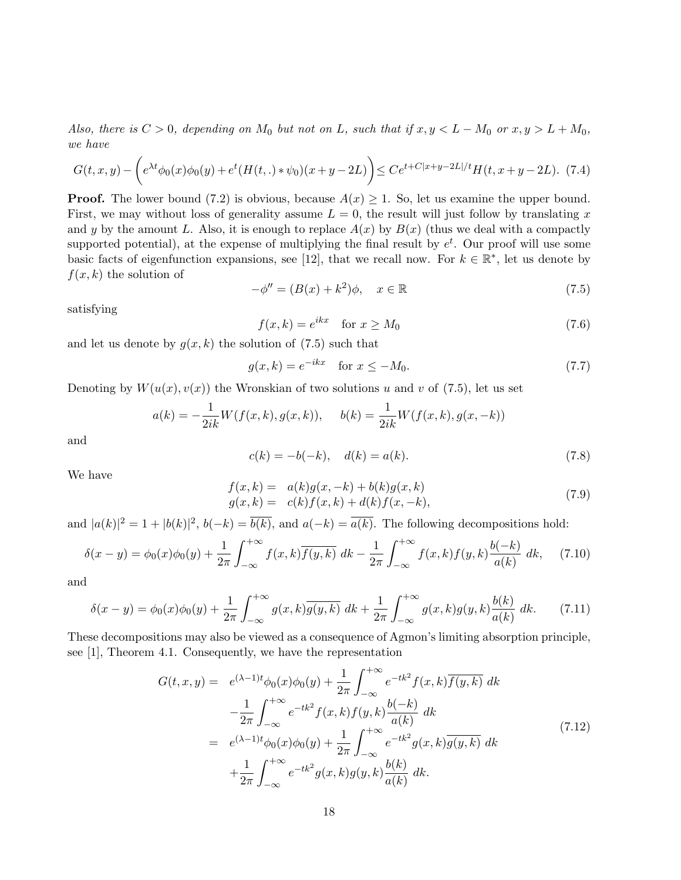*Also, there is $C > 0$, depending on $M_0$ but not on $L$, such that if $x, y < L - M_0$ or $x, y > L + M_0$, we have*

$$G(t,x,y) - \left(e^{\lambda t}\phi_0(x)\phi_0(y) + e^t(H(t,.) * \psi_0)(x+y-2L)\right) \leq Ce^{t+C|x+y-2L|/t}H(t,x+y-2L). \quad (7.4)$$

**Proof.** The lower bound (7.2) is obvious, because $A(x) \geq 1$. So, let us examine the upper bound. First, we may without loss of generality assume $L = 0$, the result will just follow by translating $x$ and $y$ by the amount $L$. Also, it is enough to replace $A(x)$ by $B(x)$ (thus we deal with a compactly supported potential), at the expense of multiplying the final result by $e^t$. Our proof will use some basic facts of eigenfunction expansions, see [12], that we recall now. For $k \in \mathbb{R}^*$, let us denote by $f(x,k)$ the solution of

$$-\phi'' = (B(x) + k^2)\phi, \quad x \in \mathbb{R} \quad (7.5)$$

satisfying

$$f(x,k) = e^{ikx} \quad \text{for } x \geq M_0 \quad (7.6)$$

and let us denote by $g(x,k)$ the solution of (7.5) such that

$$g(x,k) = e^{-ikx} \quad \text{for } x \leq -M_0. \quad (7.7)$$

Denoting by $W(u(x), v(x))$ the Wronskian of two solutions $u$ and $v$ of (7.5), let us set

$$a(k) = -\frac{1}{2ik}W(f(x,k), g(x,k)), \qquad b(k) = \frac{1}{2ik}W(f(x,k), g(x,-k))$$

and

$$c(k) = -b(-k), \quad d(k) = a(k). \quad (7.8)$$

We have

$$\begin{aligned} f(x,k) &= a(k)g(x,-k) + b(k)g(x,k) \\ g(x,k) &= c(k)f(x,k) + d(k)f(x,-k), \end{aligned} \quad (7.9)$$

and $|a(k)|^2 = 1 + |b(k)|^2$, $b(-k) = \overline{b(k)}$, and $a(-k) = \overline{a(k)}$. The following decompositions hold:

$$\delta(x-y) = \phi_0(x)\phi_0(y) + \frac{1}{2\pi}\int_{-\infty}^{+\infty} f(x,k)\overline{f(y,k)}\ dk - \frac{1}{2\pi}\int_{-\infty}^{+\infty} f(x,k)f(y,k)\frac{b(-k)}{a(k)}\ dk, \quad (7.10)$$

and

$$\delta(x-y) = \phi_0(x)\phi_0(y) + \frac{1}{2\pi}\int_{-\infty}^{+\infty} g(x,k)\overline{g(y,k)}\ dk + \frac{1}{2\pi}\int_{-\infty}^{+\infty} g(x,k)g(y,k)\frac{b(k)}{a(k)}\ dk. \quad (7.11)$$

These decompositions may also be viewed as a consequence of Agmon's limiting absorption principle, see [1], Theorem 4.1. Consequently, we have the representation

$$\begin{aligned} G(t,x,y) = \ & e^{(\lambda-1)t}\phi_0(x)\phi_0(y) + \frac{1}{2\pi}\int_{-\infty}^{+\infty} e^{-tk^2} f(x,k)\overline{f(y,k)}\ dk \\ & -\frac{1}{2\pi}\int_{-\infty}^{+\infty} e^{-tk^2} f(x,k)f(y,k)\frac{b(-k)}{a(k)}\ dk \\ = \ & e^{(\lambda-1)t}\phi_0(x)\phi_0(y) + \frac{1}{2\pi}\int_{-\infty}^{+\infty} e^{-tk^2} g(x,k)\overline{g(y,k)}\ dk \\ & +\frac{1}{2\pi}\int_{-\infty}^{+\infty} e^{-tk^2} g(x,k)g(y,k)\frac{b(k)}{a(k)}\ dk. \end{aligned} \quad (7.12)$$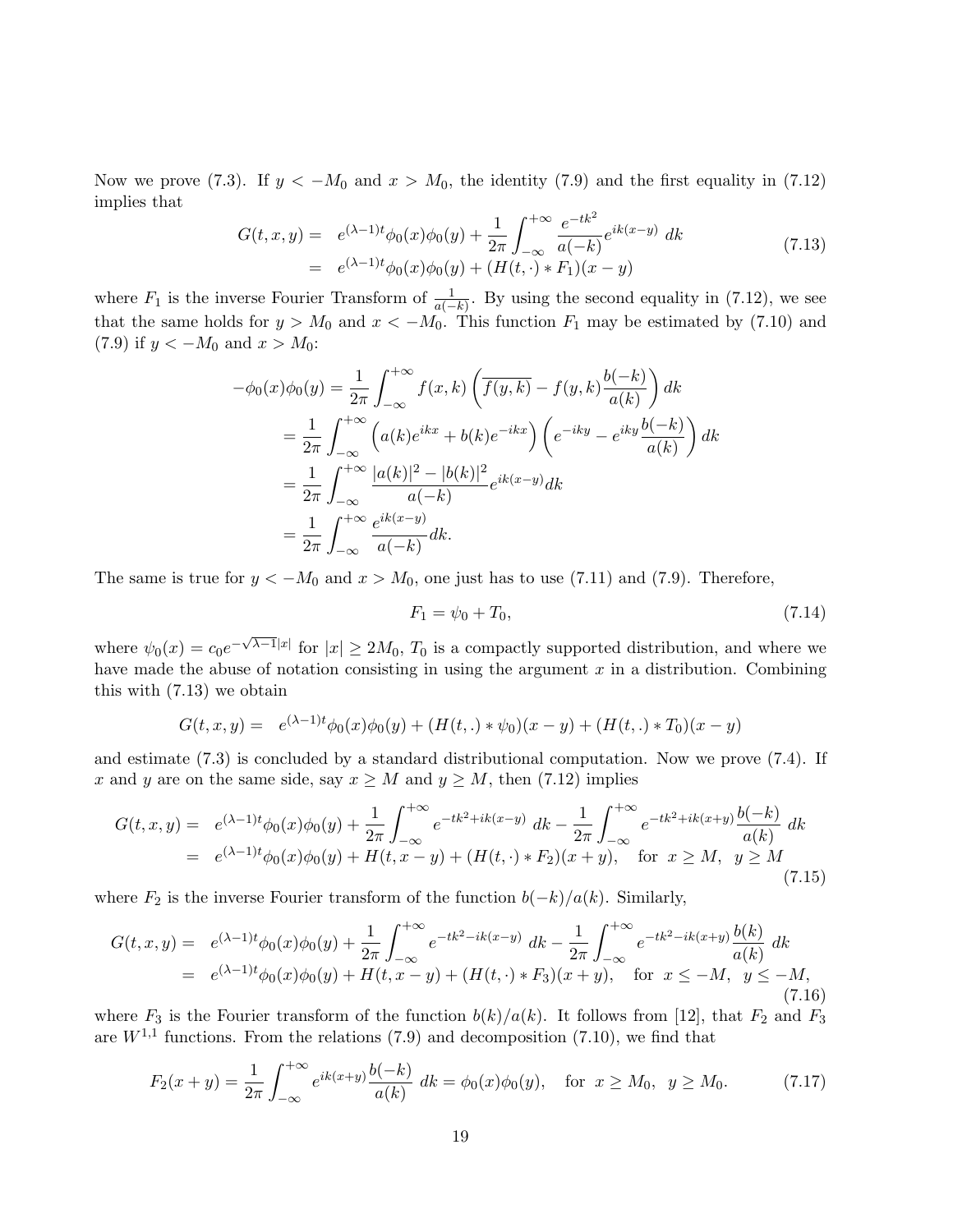Now we prove (7.3). If $y < -M_0$ and $x > M_0$, the identity (7.9) and the first equality in (7.12) implies that

$$
\begin{aligned}
G(t,x,y) = &\quad e^{(\lambda-1)t}\phi_0(x)\phi_0(y) + \frac{1}{2\pi}\int_{-\infty}^{+\infty} \frac{e^{-tk^2}}{a(-k)} e^{ik(x-y)}\, dk \\
= &\quad e^{(\lambda-1)t}\phi_0(x)\phi_0(y) + (H(t,\cdot) * F_1)(x-y)
\end{aligned}
\tag{7.13}
$$

where $F_1$ is the inverse Fourier Transform of $\frac{1}{a(-k)}$. By using the second equality in (7.12), we see that the same holds for $y > M_0$ and $x < -M_0$. This function $F_1$ may be estimated by (7.10) and (7.9) if $y < -M_0$ and $x > M_0$:

$$
\begin{aligned}
-\phi_0(x)\phi_0(y) &= \frac{1}{2\pi}\int_{-\infty}^{+\infty} f(x,k)\left(\overline{f(y,k)} - f(y,k)\frac{b(-k)}{a(k)}\right) dk \\
&= \frac{1}{2\pi}\int_{-\infty}^{+\infty} \left(a(k)e^{ikx} + b(k)e^{-ikx}\right)\left(e^{-iky} - e^{iky}\frac{b(-k)}{a(k)}\right) dk \\
&= \frac{1}{2\pi}\int_{-\infty}^{+\infty} \frac{|a(k)|^2 - |b(k)|^2}{a(-k)} e^{ik(x-y)} dk \\
&= \frac{1}{2\pi}\int_{-\infty}^{+\infty} \frac{e^{ik(x-y)}}{a(-k)} dk.
\end{aligned}
$$

The same is true for $y < -M_0$ and $x > M_0$, one just has to use (7.11) and (7.9). Therefore,

$$
F_1 = \psi_0 + T_0, \tag{7.14}
$$

where $\psi_0(x) = c_0 e^{-\sqrt{\lambda-1}|x|}$ for $|x| \geq 2M_0$, $T_0$ is a compactly supported distribution, and where we have made the abuse of notation consisting in using the argument $x$ in a distribution. Combining this with (7.13) we obtain

$$
G(t,x,y) = \quad e^{(\lambda-1)t}\phi_0(x)\phi_0(y) + (H(t,.) * \psi_0)(x-y) + (H(t,.) * T_0)(x-y)
$$

and estimate (7.3) is concluded by a standard distributional computation. Now we prove (7.4). If $x$ and $y$ are on the same side, say $x \geq M$ and $y \geq M$, then (7.12) implies

$$
\begin{aligned}
G(t,x,y) = &\quad e^{(\lambda-1)t}\phi_0(x)\phi_0(y) + \frac{1}{2\pi}\int_{-\infty}^{+\infty} e^{-tk^2+ik(x-y)}\, dk - \frac{1}{2\pi}\int_{-\infty}^{+\infty} e^{-tk^2+ik(x+y)}\frac{b(-k)}{a(k)}\, dk \\
= &\quad e^{(\lambda-1)t}\phi_0(x)\phi_0(y) + H(t,x-y) + (H(t,\cdot) * F_2)(x+y), \quad \text{for } x \geq M, \;\; y \geq M
\end{aligned}
\tag{7.15}
$$

where $F_2$ is the inverse Fourier transform of the function $b(-k)/a(k)$. Similarly,

$$
\begin{aligned}
G(t,x,y) = &\quad e^{(\lambda-1)t}\phi_0(x)\phi_0(y) + \frac{1}{2\pi}\int_{-\infty}^{+\infty} e^{-tk^2-ik(x-y)}\, dk - \frac{1}{2\pi}\int_{-\infty}^{+\infty} e^{-tk^2-ik(x+y)}\frac{b(k)}{a(k)}\, dk \\
= &\quad e^{(\lambda-1)t}\phi_0(x)\phi_0(y) + H(t,x-y) + (H(t,\cdot) * F_3)(x+y), \quad \text{for } x \leq -M, \;\; y \leq -M,
\end{aligned}
\tag{7.16}
$$

where $F_3$ is the Fourier transform of the function $b(k)/a(k)$. It follows from [12], that $F_2$ and $F_3$ are $W^{1,1}$ functions. From the relations (7.9) and decomposition (7.10), we find that

$$
F_2(x+y) = \frac{1}{2\pi}\int_{-\infty}^{+\infty} e^{ik(x+y)}\frac{b(-k)}{a(k)}\, dk = \phi_0(x)\phi_0(y), \quad \text{for } x \geq M_0, \;\; y \geq M_0. \tag{7.17}
$$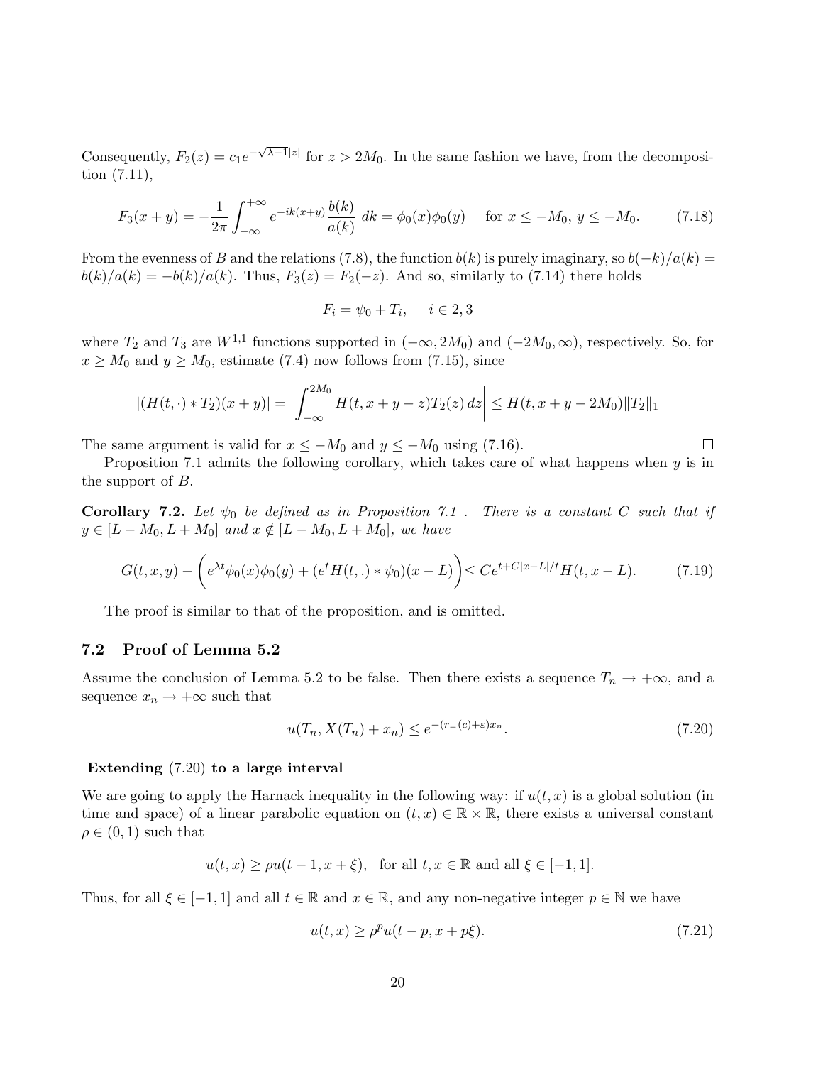Consequently, $F_2(z) = c_1 e^{-\sqrt{\lambda-1}|z|}$ for $z > 2M_0$. In the same fashion we have, from the decomposition (7.11),

$$F_3(x+y) = -\frac{1}{2\pi}\int_{-\infty}^{+\infty} e^{-ik(x+y)}\frac{b(k)}{a(k)}\,dk = \phi_0(x)\phi_0(y) \quad \text{for } x \le -M_0,\ y \le -M_0. \tag{7.18}$$

From the evenness of $B$ and the relations (7.8), the function $b(k)$ is purely imaginary, so $b(-k)/a(k) = \overline{b(k)}/a(k) = -b(k)/a(k)$. Thus, $F_3(z) = F_2(-z)$. And so, similarly to (7.14) there holds

$$F_i = \psi_0 + T_i, \quad i \in 2, 3$$

where $T_2$ and $T_3$ are $W^{1,1}$ functions supported in $(-\infty, 2M_0)$ and $(-2M_0, \infty)$, respectively. So, for $x \ge M_0$ and $y \ge M_0$, estimate (7.4) now follows from (7.15), since

$$|(H(t,\cdot) * T_2)(x+y)| = \left|\int_{-\infty}^{2M_0} H(t, x+y-z)T_2(z)\,dz\right| \le H(t, x+y-2M_0)\|T_2\|_1$$

The same argument is valid for $x \le -M_0$ and $y \le -M_0$ using (7.16). □

Proposition 7.1 admits the following corollary, which takes care of what happens when $y$ is in the support of $B$.

**Corollary 7.2.** *Let $\psi_0$ be defined as in Proposition 7.1 . There is a constant $C$ such that if $y \in [L - M_0, L + M_0]$ and $x \notin [L - M_0, L + M_0]$, we have*

$$G(t,x,y) - \left(e^{\lambda t}\phi_0(x)\phi_0(y) + (e^t H(t,.) * \psi_0)(x-L)\right) \le Ce^{t + C|x-L|/t}H(t, x-L). \tag{7.19}$$

The proof is similar to that of the proposition, and is omitted.

### 7.2 Proof of Lemma 5.2

Assume the conclusion of Lemma 5.2 to be false. Then there exists a sequence $T_n \to +\infty$, and a sequence $x_n \to +\infty$ such that

$$u(T_n, X(T_n) + x_n) \le e^{-(r_-(c)+\varepsilon)x_n}. \tag{7.20}$$

**Extending (7.20) to a large interval**

We are going to apply the Harnack inequality in the following way: if $u(t,x)$ is a global solution (in time and space) of a linear parabolic equation on $(t,x) \in \mathbb{R} \times \mathbb{R}$, there exists a universal constant $\rho \in (0,1)$ such that

$$u(t,x) \ge \rho u(t-1, x+\xi), \quad \text{for all } t, x \in \mathbb{R} \text{ and all } \xi \in [-1,1].$$

Thus, for all $\xi \in [-1,1]$ and all $t \in \mathbb{R}$ and $x \in \mathbb{R}$, and any non-negative integer $p \in \mathbb{N}$ we have

$$u(t,x) \ge \rho^p u(t-p, x+p\xi). \tag{7.21}$$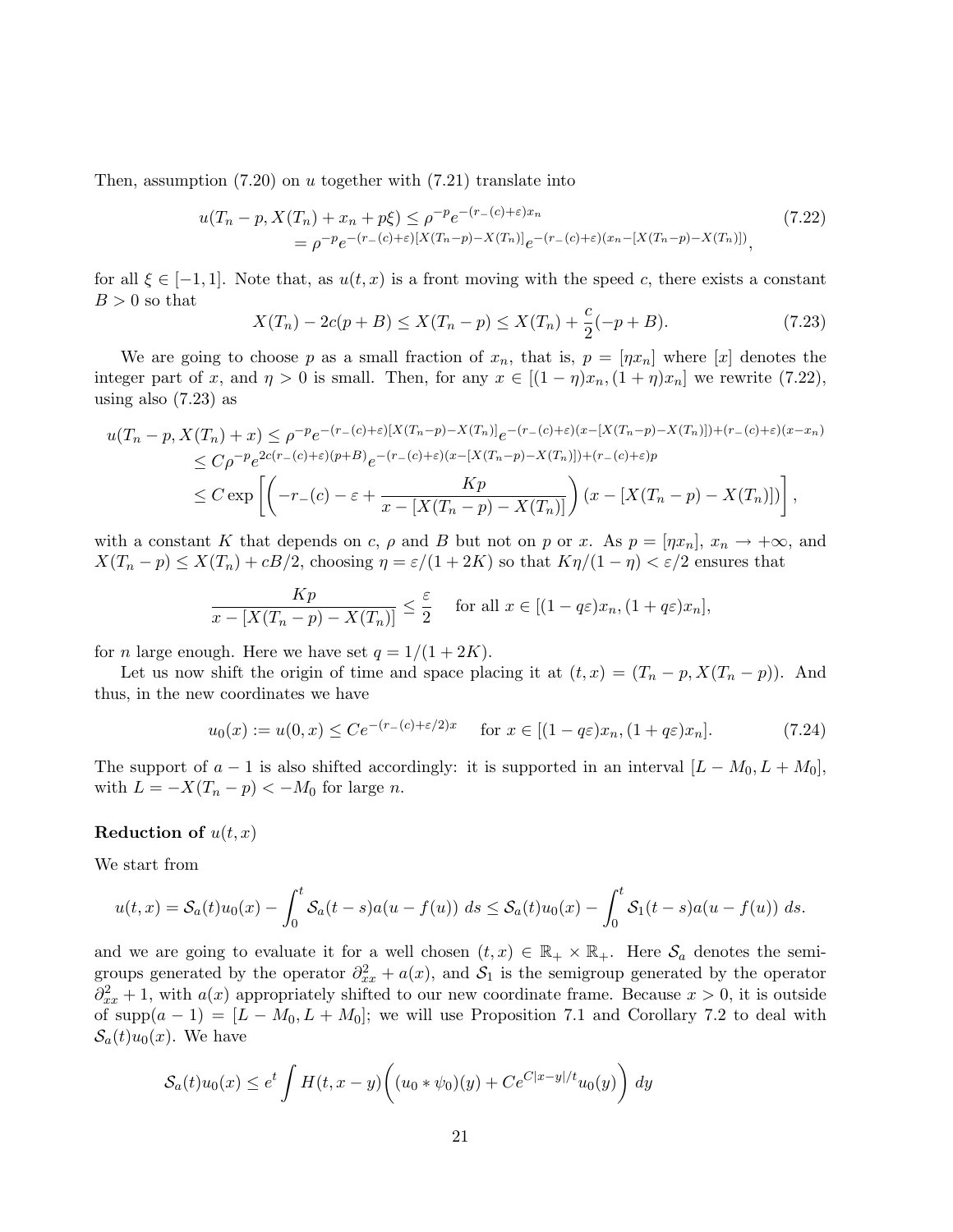Then, assumption (7.20) on $u$ together with (7.21) translate into

$$
\begin{aligned}
u(T_n - p, X(T_n) + x_n + p\xi) &\le \rho^{-p} e^{-(r_-(c)+\varepsilon)x_n} \\
&= \rho^{-p} e^{-(r_-(c)+\varepsilon)[X(T_n-p)-X(T_n)]} e^{-(r_-(c)+\varepsilon)(x_n-[X(T_n-p)-X(T_n)])},
\end{aligned}
\tag{7.22}
$$

for all $\xi \in [-1,1]$. Note that, as $u(t,x)$ is a front moving with the speed $c$, there exists a constant $B > 0$ so that

$$
X(T_n) - 2c(p+B) \le X(T_n - p) \le X(T_n) + \frac{c}{2}(-p+B). \tag{7.23}
$$

We are going to choose $p$ as a small fraction of $x_n$, that is, $p = [\eta x_n]$ where $[x]$ denotes the integer part of $x$, and $\eta > 0$ is small. Then, for any $x \in [(1-\eta)x_n, (1+\eta)x_n]$ we rewrite (7.22), using also (7.23) as

$$
\begin{aligned}
u(T_n - p, X(T_n) + x) &\le \rho^{-p} e^{-(r_-(c)+\varepsilon)[X(T_n-p)-X(T_n)]} e^{-(r_-(c)+\varepsilon)(x-[X(T_n-p)-X(T_n)])+(r_-(c)+\varepsilon)(x-x_n)} \\
&\le C\rho^{-p} e^{2c(r_-(c)+\varepsilon)(p+B)} e^{-(r_-(c)+\varepsilon)(x-[X(T_n-p)-X(T_n)])+(r_-(c)+\varepsilon)p} \\
&\le C \exp\left[\left(-r_-(c) - \varepsilon + \frac{Kp}{x - [X(T_n-p) - X(T_n)]}\right)(x - [X(T_n-p) - X(T_n)])\right],
\end{aligned}
$$

with a constant $K$ that depends on $c$, $\rho$ and $B$ but not on $p$ or $x$. As $p = [\eta x_n]$, $x_n \to +\infty$, and $X(T_n - p) \le X(T_n) + cB/2$, choosing $\eta = \varepsilon/(1+2K)$ so that $K\eta/(1-\eta) < \varepsilon/2$ ensures that

$$
\frac{Kp}{x - [X(T_n-p) - X(T_n)]} \le \frac{\varepsilon}{2} \quad \text{ for all } x \in [(1-q\varepsilon)x_n, (1+q\varepsilon)x_n],
$$

for $n$ large enough. Here we have set $q = 1/(1+2K)$.

Let us now shift the origin of time and space placing it at $(t,x) = (T_n - p, X(T_n - p))$. And thus, in the new coordinates we have

$$
u_0(x) := u(0,x) \le Ce^{-(r_-(c)+\varepsilon/2)x} \quad \text{ for } x \in [(1-q\varepsilon)x_n, (1+q\varepsilon)x_n]. \tag{7.24}
$$

The support of $a-1$ is also shifted accordingly: it is supported in an interval $[L - M_0, L + M_0]$, with $L = -X(T_n - p) < -M_0$ for large $n$.

**Reduction of $u(t,x)$**

We start from

$$
u(t,x) = \mathcal{S}_a(t)u_0(x) - \int_0^t \mathcal{S}_a(t-s)a(u - f(u))\, ds \le \mathcal{S}_a(t)u_0(x) - \int_0^t \mathcal{S}_1(t-s)a(u-f(u))\, ds.
$$

and we are going to evaluate it for a well chosen $(t,x) \in \mathbb{R}_+ \times \mathbb{R}_+$. Here $\mathcal{S}_a$ denotes the semigroups generated by the operator $\partial^2_{xx} + a(x)$, and $\mathcal{S}_1$ is the semigroup generated by the operator $\partial^2_{xx} + 1$, with $a(x)$ appropriately shifted to our new coordinate frame. Because $x > 0$, it is outside of $\text{supp}(a-1) = [L - M_0, L + M_0]$; we will use Proposition 7.1 and Corollary 7.2 to deal with $\mathcal{S}_a(t)u_0(x)$. We have

$$
\mathcal{S}_a(t)u_0(x) \le e^t \int H(t, x-y)\bigg((u_0 * \psi_0)(y) + Ce^{C|x-y|/t}u_0(y)\bigg)\, dy
$$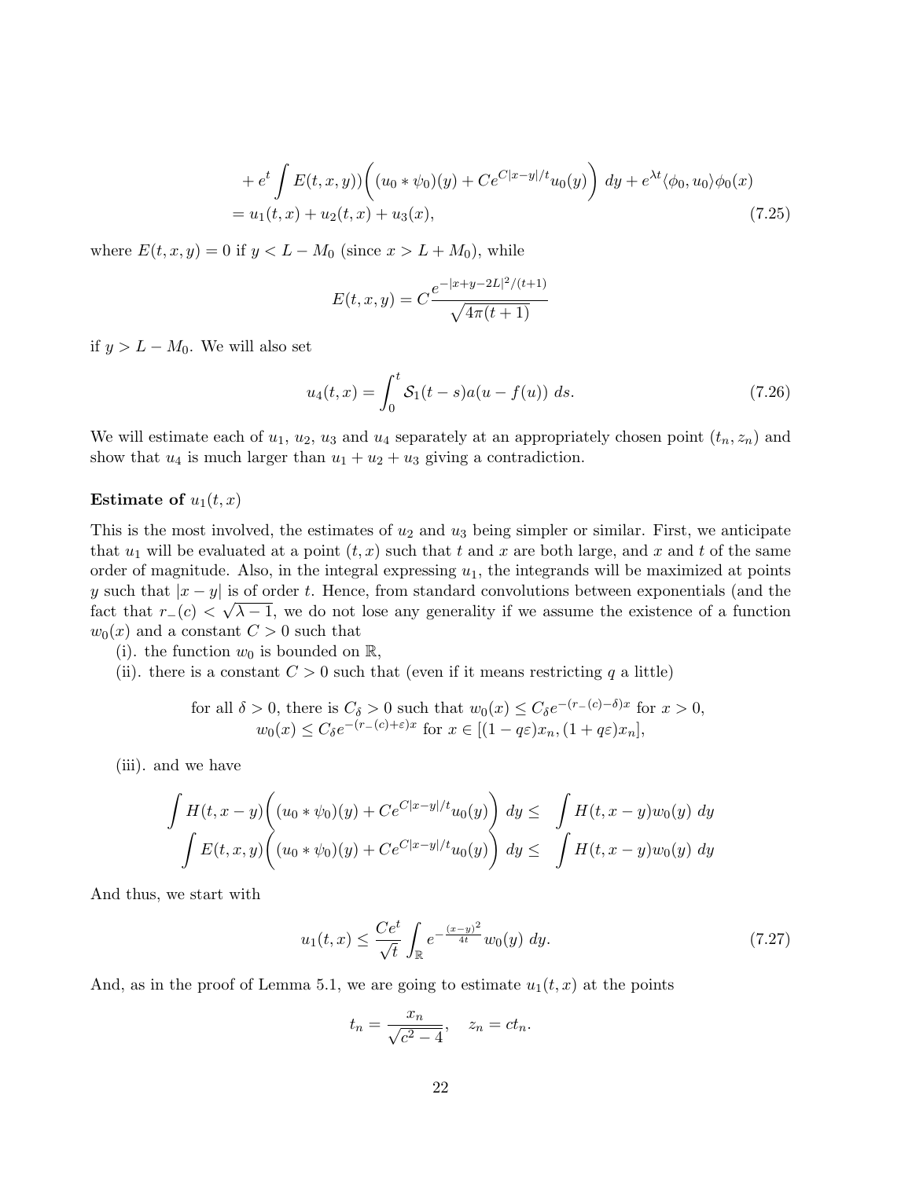$$
\begin{aligned}
&+ e^t \int E(t,x,y)\bigg((u_0 * \psi_0)(y) + Ce^{C|x-y|/t} u_0(y)\bigg)\, dy + e^{\lambda t}\langle \phi_0, u_0\rangle \phi_0(x) \\
&= u_1(t,x) + u_2(t,x) + u_3(x), \qquad (7.25)
\end{aligned}
$$

where $E(t,x,y) = 0$ if $y < L - M_0$ (since $x > L + M_0$), while

$$
E(t,x,y) = C\frac{e^{-|x+y-2L|^2/(t+1)}}{\sqrt{4\pi(t+1)}}
$$

if $y > L - M_0$. We will also set

$$
u_4(t,x) = \int_0^t \mathcal{S}_1(t-s) a(u - f(u))\, ds. \qquad (7.26)
$$

We will estimate each of $u_1$, $u_2$, $u_3$ and $u_4$ separately at an appropriately chosen point $(t_n, z_n)$ and show that $u_4$ is much larger than $u_1 + u_2 + u_3$ giving a contradiction.

**Estimate of $u_1(t,x)$**

This is the most involved, the estimates of $u_2$ and $u_3$ being simpler or similar. First, we anticipate that $u_1$ will be evaluated at a point $(t,x)$ such that $t$ and $x$ are both large, and $x$ and $t$ of the same order of magnitude. Also, in the integral expressing $u_1$, the integrands will be maximized at points $y$ such that $|x-y|$ is of order $t$. Hence, from standard convolutions between exponentials (and the fact that $r_-(c) < \sqrt{\lambda - 1}$, we do not lose any generality if we assume the existence of a function $w_0(x)$ and a constant $C > 0$ such that

(i). the function $w_0$ is bounded on $\mathbb{R}$,

(ii). there is a constant $C > 0$ such that (even if it means restricting $q$ a little)

$$
\text{for all } \delta > 0, \text{ there is } C_\delta > 0 \text{ such that } w_0(x) \le C_\delta e^{-(r_-(c)-\delta)x} \text{ for } x > 0,
$$
$$
w_0(x) \le C_\delta e^{-(r_-(c)+\varepsilon)x} \text{ for } x \in [(1-q\varepsilon)x_n, (1+q\varepsilon)x_n],
$$

(iii). and we have

$$
\int H(t,x-y)\bigg((u_0 * \psi_0)(y) + Ce^{C|x-y|/t}u_0(y)\bigg)\, dy \le \int H(t,x-y) w_0(y)\, dy
$$
$$
\int E(t,x,y)\bigg((u_0 * \psi_0)(y) + Ce^{C|x-y|/t}u_0(y)\bigg)\, dy \le \int H(t,x-y) w_0(y)\, dy
$$

And thus, we start with

$$
u_1(t,x) \le \frac{Ce^t}{\sqrt{t}} \int_{\mathbb{R}} e^{-\frac{(x-y)^2}{4t}} w_0(y)\, dy. \qquad (7.27)
$$

And, as in the proof of Lemma 5.1, we are going to estimate $u_1(t,x)$ at the points

$$
t_n = \frac{x_n}{\sqrt{c^2-4}}, \quad z_n = ct_n.
$$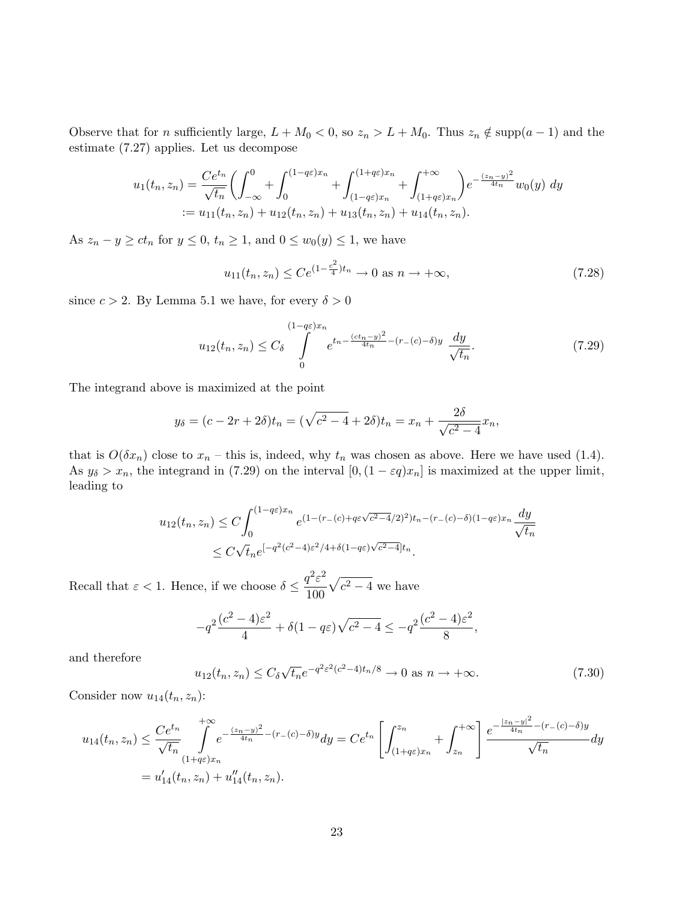Observe that for $n$ sufficiently large, $L + M_0 < 0$, so $z_n > L + M_0$. Thus $z_n \notin \text{supp}(a-1)$ and the estimate (7.27) applies. Let us decompose

$$
\begin{aligned}
u_1(t_n, z_n) &= \frac{Ce^{t_n}}{\sqrt{t_n}}\Big(\int_{-\infty}^{0} + \int_{0}^{(1-q\varepsilon)x_n} + \int_{(1-q\varepsilon)x_n}^{(1+q\varepsilon)x_n} + \int_{(1+q\varepsilon)x_n}^{+\infty}\Big)e^{-\frac{(z_n-y)^2}{4t_n}} w_0(y)\, dy \\
&:= u_{11}(t_n, z_n) + u_{12}(t_n, z_n) + u_{13}(t_n, z_n) + u_{14}(t_n, z_n).
\end{aligned}
$$

As $z_n - y \geq ct_n$ for $y \leq 0$, $t_n \geq 1$, and $0 \leq w_0(y) \leq 1$, we have

$$
u_{11}(t_n, z_n) \leq Ce^{(1-\frac{c^2}{4})t_n} \to 0 \text{ as } n \to +\infty, \tag{7.28}
$$

since $c > 2$. By Lemma 5.1 we have, for every $\delta > 0$

$$
u_{12}(t_n, z_n) \leq C_\delta \int_{0}^{(1-q\varepsilon)x_n} e^{t_n - \frac{(ct_n-y)^2}{4t_n} - (r_-(c)-\delta)y} \frac{dy}{\sqrt{t_n}}. \tag{7.29}
$$

The integrand above is maximized at the point

$$
y_\delta = (c - 2r + 2\delta)t_n = (\sqrt{c^2-4} + 2\delta)t_n = x_n + \frac{2\delta}{\sqrt{c^2-4}}x_n,
$$

that is $O(\delta x_n)$ close to $x_n$ – this is, indeed, why $t_n$ was chosen as above. Here we have used (1.4). As $y_\delta > x_n$, the integrand in (7.29) on the interval $[0, (1-\varepsilon q)x_n]$ is maximized at the upper limit, leading to

$$
\begin{aligned}
u_{12}(t_n, z_n) &\leq C\int_{0}^{(1-q\varepsilon)x_n} e^{(1-(r_-(c)+q\varepsilon\sqrt{c^2-4}/2)^2)t_n - (r_-(c)-\delta)(1-q\varepsilon)x_n} \frac{dy}{\sqrt{t_n}} \\
&\leq C\sqrt{t_n}e^{[-q^2(c^2-4)\varepsilon^2/4 + \delta(1-q\varepsilon)\sqrt{c^2-4}]t_n}.
\end{aligned}
$$

Recall that $\varepsilon < 1$. Hence, if we choose $\delta \leq \dfrac{q^2\varepsilon^2}{100}\sqrt{c^2-4}$ we have

$$
-q^2\frac{(c^2-4)\varepsilon^2}{4} + \delta(1-q\varepsilon)\sqrt{c^2-4} \leq -q^2\frac{(c^2-4)\varepsilon^2}{8},
$$

and therefore

$$
u_{12}(t_n, z_n) \leq C_\delta\sqrt{t_n}e^{-q^2\varepsilon^2(c^2-4)t_n/8} \to 0 \text{ as } n \to +\infty. \tag{7.30}
$$

Consider now $u_{14}(t_n, z_n)$:

$$
\begin{aligned}
u_{14}(t_n, z_n) &\leq \frac{Ce^{t_n}}{\sqrt{t_n}} \int_{(1+q\varepsilon)x_n}^{+\infty} e^{-\frac{(z_n-y)^2}{4t_n} - (r_-(c)-\delta)y} dy = Ce^{t_n}\left[\int_{(1+q\varepsilon)x_n}^{z_n} + \int_{z_n}^{+\infty}\right] \frac{e^{-\frac{|z_n-y|^2}{4t_n} - (r_-(c)-\delta)y}}{\sqrt{t_n}} dy \\
&= u_{14}'(t_n, z_n) + u_{14}''(t_n, z_n).
\end{aligned}
$$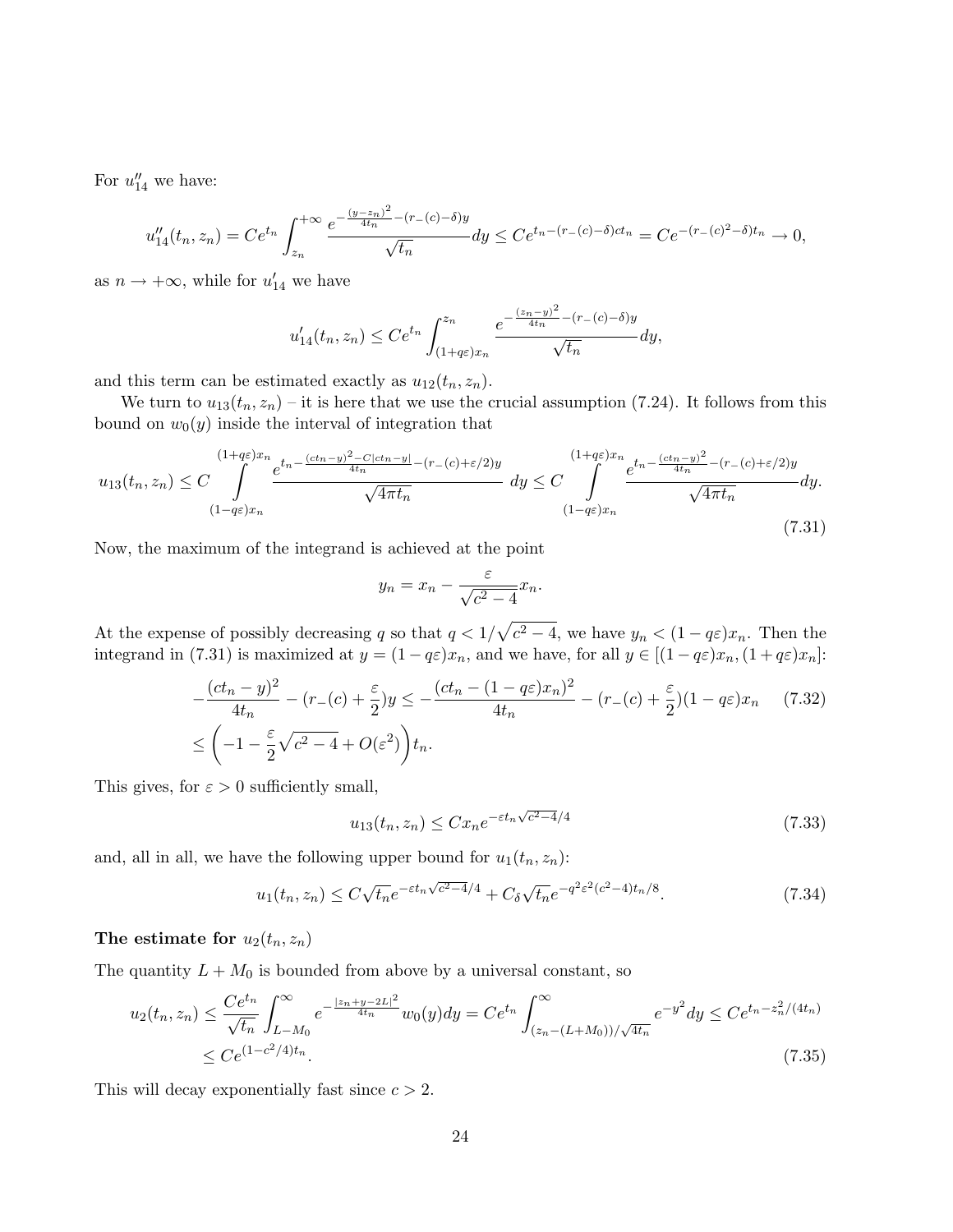For $u''_{14}$ we have:

$$
u''_{14}(t_n, z_n) = Ce^{t_n} \int_{z_n}^{+\infty} \frac{e^{-\frac{(y-z_n)^2}{4t_n} - (r_-(c)-\delta)y}}{\sqrt{t_n}} dy \le Ce^{t_n - (r_-(c)-\delta)ct_n} = Ce^{-(r_-(c)^2-\delta)t_n} \to 0,
$$

as $n \to +\infty$, while for $u'_{14}$ we have

$$
u'_{14}(t_n, z_n) \le Ce^{t_n} \int_{(1+q\varepsilon)x_n}^{z_n} \frac{e^{-\frac{(z_n-y)^2}{4t_n} - (r_-(c)-\delta)y}}{\sqrt{t_n}} dy,
$$

and this term can be estimated exactly as $u_{12}(t_n, z_n)$.

We turn to $u_{13}(t_n, z_n)$ – it is here that we use the crucial assumption (7.24). It follows from this bound on $w_0(y)$ inside the interval of integration that

$$
u_{13}(t_n, z_n) \le C \int_{(1-q\varepsilon)x_n}^{(1+q\varepsilon)x_n} \frac{e^{t_n - \frac{(ct_n - y)^2 - C|ct_n - y|}{4t_n} - (r_-(c)+\varepsilon/2)y}}{\sqrt{4\pi t_n}} \, dy \le C \int_{(1-q\varepsilon)x_n}^{(1+q\varepsilon)x_n} \frac{e^{t_n - \frac{(ct_n - y)^2}{4t_n} - (r_-(c)+\varepsilon/2)y}}{\sqrt{4\pi t_n}} dy. \tag{7.31}
$$

Now, the maximum of the integrand is achieved at the point

$$
y_n = x_n - \frac{\varepsilon}{\sqrt{c^2 - 4}} x_n.
$$

At the expense of possibly decreasing $q$ so that $q < 1/\sqrt{c^2 - 4}$, we have $y_n < (1 - q\varepsilon)x_n$. Then the integrand in (7.31) is maximized at $y = (1 - q\varepsilon)x_n$, and we have, for all $y \in [(1 - q\varepsilon)x_n, (1 + q\varepsilon)x_n]$:

$$
\begin{aligned}
& -\frac{(ct_n - y)^2}{4t_n} - (r_-(c) + \frac{\varepsilon}{2})y \le -\frac{(ct_n - (1 - q\varepsilon)x_n)^2}{4t_n} - (r_-(c) + \frac{\varepsilon}{2})(1 - q\varepsilon)x_n \qquad (7.32) \\
& \le \left(-1 - \frac{\varepsilon}{2}\sqrt{c^2 - 4} + O(\varepsilon^2)\right) t_n.
\end{aligned}
$$

This gives, for $\varepsilon > 0$ sufficiently small,

$$
u_{13}(t_n, z_n) \le C x_n e^{-\varepsilon t_n \sqrt{c^2 - 4}/4} \tag{7.33}
$$

and, all in all, we have the following upper bound for $u_1(t_n, z_n)$:

$$
u_1(t_n, z_n) \le C\sqrt{t_n} e^{-\varepsilon t_n \sqrt{c^2 - 4}/4} + C_\delta \sqrt{t_n} e^{-q^2 \varepsilon^2 (c^2 - 4)t_n/8}. \tag{7.34}
$$

**The estimate for $u_2(t_n, z_n)$**

The quantity $L + M_0$ is bounded from above by a universal constant, so

$$
\begin{aligned}
u_2(t_n, z_n) & \le \frac{Ce^{t_n}}{\sqrt{t_n}} \int_{L-M_0}^{\infty} e^{-\frac{|z_n + y - 2L|^2}{4t_n}} w_0(y) dy = Ce^{t_n} \int_{(z_n - (L+M_0))/\sqrt{4t_n}}^{\infty} e^{-y^2} dy \le Ce^{t_n - z_n^2/(4t_n)} \\
& \le Ce^{(1 - c^2/4)t_n}.
\end{aligned} \tag{7.35}
$$

This will decay exponentially fast since $c > 2$.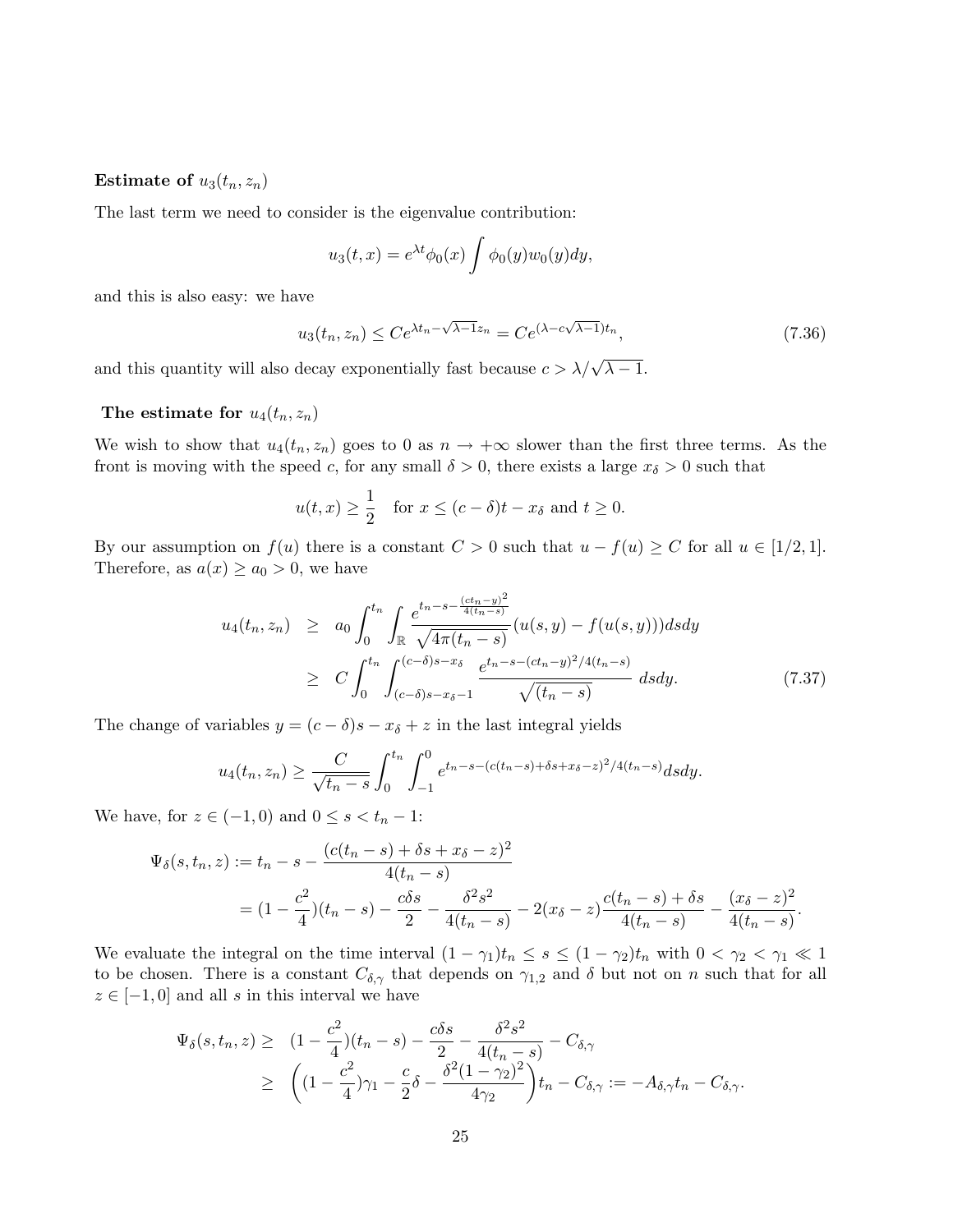**Estimate of $u_3(t_n, z_n)$**

The last term we need to consider is the eigenvalue contribution:

$$u_3(t,x) = e^{\lambda t}\phi_0(x)\int \phi_0(y)w_0(y)dy,$$

and this is also easy: we have

$$u_3(t_n, z_n) \le Ce^{\lambda t_n - \sqrt{\lambda-1}z_n} = Ce^{(\lambda - c\sqrt{\lambda-1})t_n}, \tag{7.36}$$

and this quantity will also decay exponentially fast because $c > \lambda/\sqrt{\lambda-1}$.

**The estimate for $u_4(t_n, z_n)$**

We wish to show that $u_4(t_n, z_n)$ goes to 0 as $n \to +\infty$ slower than the first three terms. As the front is moving with the speed $c$, for any small $\delta > 0$, there exists a large $x_\delta > 0$ such that

$$u(t,x) \ge \frac{1}{2} \quad \text{for } x \le (c-\delta)t - x_\delta \text{ and } t \ge 0.$$

By our assumption on $f(u)$ there is a constant $C > 0$ such that $u - f(u) \ge C$ for all $u \in [1/2, 1]$. Therefore, as $a(x) \ge a_0 > 0$, we have

$$\begin{aligned}
u_4(t_n, z_n) &\ge a_0 \int_0^{t_n}\int_{\mathbb{R}} \frac{e^{t_n - s - \frac{(ct_n - y)^2}{4(t_n-s)}}}{\sqrt{4\pi(t_n-s)}}(u(s,y) - f(u(s,y)))dsdy \\
&\ge C\int_0^{t_n}\int_{(c-\delta)s - x_\delta - 1}^{(c-\delta)s - x_\delta} \frac{e^{t_n - s - (ct_n - y)^2/4(t_n-s)}}{\sqrt{(t_n-s)}}\, dsdy.
\end{aligned} \tag{7.37}$$

The change of variables $y = (c-\delta)s - x_\delta + z$ in the last integral yields

$$u_4(t_n, z_n) \ge \frac{C}{\sqrt{t_n - s}}\int_0^{t_n}\int_{-1}^0 e^{t_n - s - (c(t_n - s) + \delta s + x_\delta - z)^2/4(t_n-s)}dsdy.$$

We have, for $z \in (-1, 0)$ and $0 \le s < t_n - 1$:

$$\begin{aligned}
\Psi_\delta(s, t_n, z) &:= t_n - s - \frac{(c(t_n - s) + \delta s + x_\delta - z)^2}{4(t_n - s)} \\
&= (1 - \frac{c^2}{4})(t_n - s) - \frac{c\delta s}{2} - \frac{\delta^2 s^2}{4(t_n - s)} - 2(x_\delta - z)\frac{c(t_n - s) + \delta s}{4(t_n - s)} - \frac{(x_\delta - z)^2}{4(t_n - s)}.
\end{aligned}$$

We evaluate the integral on the time interval $(1 - \gamma_1)t_n \le s \le (1 - \gamma_2)t_n$ with $0 < \gamma_2 < \gamma_1 \ll 1$ to be chosen. There is a constant $C_{\delta,\gamma}$ that depends on $\gamma_{1,2}$ and $\delta$ but not on $n$ such that for all $z \in [-1, 0]$ and all $s$ in this interval we have

$$\begin{aligned}
\Psi_\delta(s, t_n, z) &\ge (1 - \frac{c^2}{4})(t_n - s) - \frac{c\delta s}{2} - \frac{\delta^2 s^2}{4(t_n - s)} - C_{\delta,\gamma} \\
&\ge \left((1 - \frac{c^2}{4})\gamma_1 - \frac{c}{2}\delta - \frac{\delta^2(1 - \gamma_2)^2}{4\gamma_2}\right)t_n - C_{\delta,\gamma} := -A_{\delta,\gamma}t_n - C_{\delta,\gamma}.
\end{aligned}$$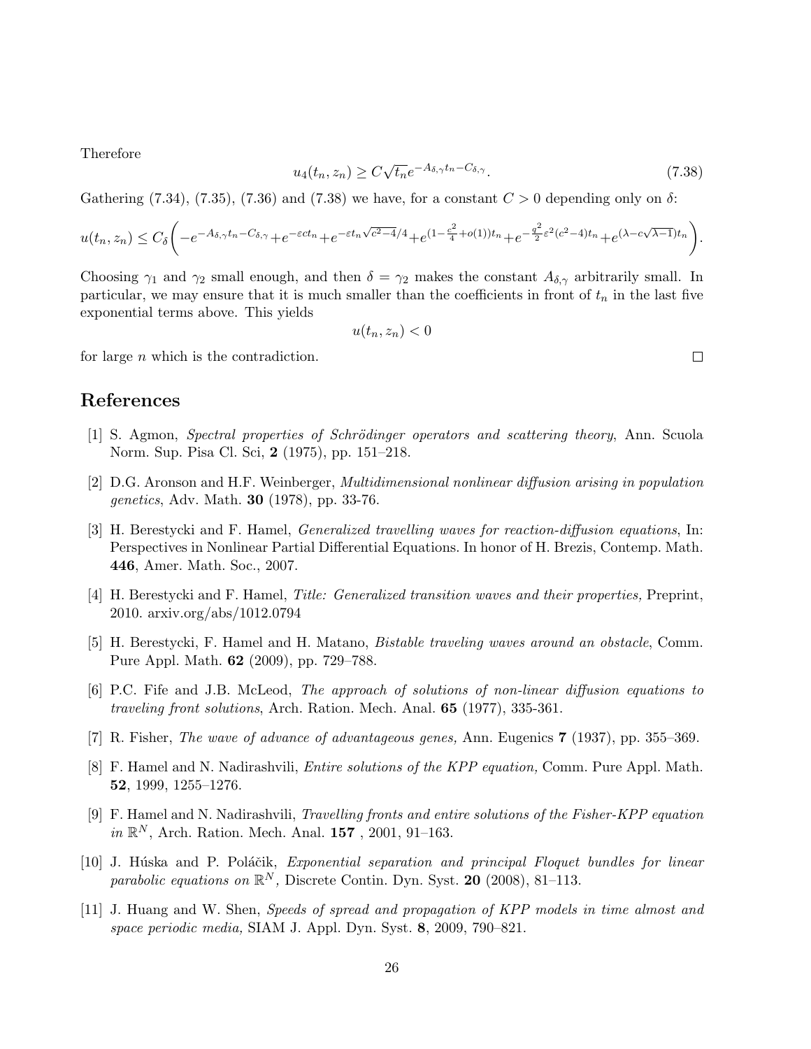Therefore

$$u_4(t_n, z_n) \geq C\sqrt{t_n}e^{-A_{\delta,\gamma}t_n - C_{\delta,\gamma}}. \tag{7.38}$$

Gathering (7.34), (7.35), (7.36) and (7.38) we have, for a constant $C > 0$ depending only on $\delta$:

$$u(t_n, z_n) \leq C_\delta\bigg(-e^{-A_{\delta,\gamma}t_n - C_{\delta,\gamma}} + e^{-\varepsilon c t_n} + e^{-\varepsilon t_n\sqrt{c^2-4}/4} + e^{(1-\frac{c^2}{4}+o(1))t_n} + e^{-\frac{q^2}{2}\varepsilon^2(c^2-4)t_n} + e^{(\lambda - c\sqrt{\lambda-1})t_n}\bigg).$$

Choosing $\gamma_1$ and $\gamma_2$ small enough, and then $\delta = \gamma_2$ makes the constant $A_{\delta,\gamma}$ arbitrarily small. In particular, we may ensure that it is much smaller than the coefficients in front of $t_n$ in the last five exponential terms above. This yields

$$u(t_n, z_n) < 0$$

for large $n$ which is the contradiction. $\square$

## References

[1] S. Agmon, *Spectral properties of Schrödinger operators and scattering theory*, Ann. Scuola Norm. Sup. Pisa Cl. Sci, **2** (1975), pp. 151–218.

[2] D.G. Aronson and H.F. Weinberger, *Multidimensional nonlinear diffusion arising in population genetics*, Adv. Math. **30** (1978), pp. 33-76.

[3] H. Berestycki and F. Hamel, *Generalized travelling waves for reaction-diffusion equations*, In: Perspectives in Nonlinear Partial Differential Equations. In honor of H. Brezis, Contemp. Math. **446**, Amer. Math. Soc., 2007.

[4] H. Berestycki and F. Hamel, *Title: Generalized transition waves and their properties,* Preprint, 2010. arxiv.org/abs/1012.0794

[5] H. Berestycki, F. Hamel and H. Matano, *Bistable traveling waves around an obstacle*, Comm. Pure Appl. Math. **62** (2009), pp. 729–788.

[6] P.C. Fife and J.B. McLeod, *The approach of solutions of non-linear diffusion equations to traveling front solutions*, Arch. Ration. Mech. Anal. **65** (1977), 335-361.

[7] R. Fisher, *The wave of advance of advantageous genes,* Ann. Eugenics **7** (1937), pp. 355–369.

[8] F. Hamel and N. Nadirashvili, *Entire solutions of the KPP equation,* Comm. Pure Appl. Math. **52**, 1999, 1255–1276.

[9] F. Hamel and N. Nadirashvili, *Travelling fronts and entire solutions of the Fisher-KPP equation in* $\mathbb{R}^N$, Arch. Ration. Mech. Anal. **157** , 2001, 91–163.

[10] J. Húska and P. Poláčik, *Exponential separation and principal Floquet bundles for linear parabolic equations on* $\mathbb{R}^N$*,* Discrete Contin. Dyn. Syst. **20** (2008), 81–113.

[11] J. Huang and W. Shen, *Speeds of spread and propagation of KPP models in time almost and space periodic media,* SIAM J. Appl. Dyn. Syst. **8**, 2009, 790–821.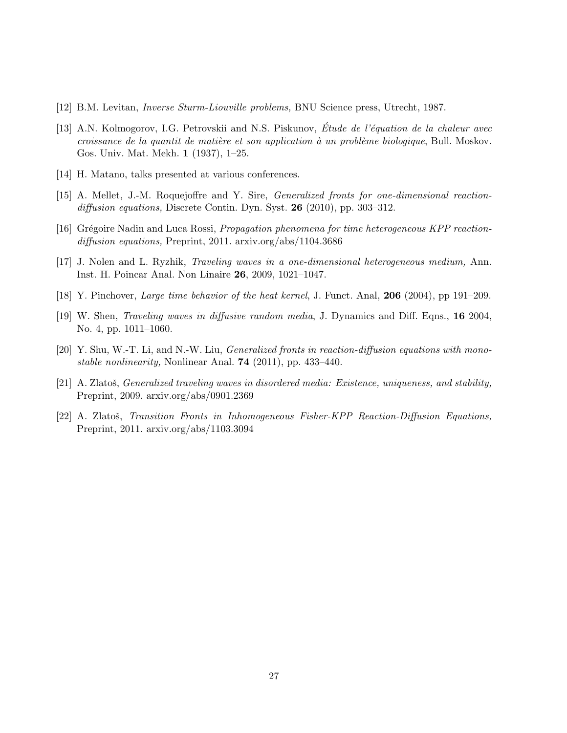[12] B.M. Levitan, *Inverse Sturm-Liouville problems,* BNU Science press, Utrecht, 1987.

[13] A.N. Kolmogorov, I.G. Petrovskii and N.S. Piskunov, *Étude de l'équation de la chaleur avec croissance de la quantit de matière et son application à un problème biologique*, Bull. Moskov. Gos. Univ. Mat. Mekh. **1** (1937), 1–25.

[14] H. Matano, talks presented at various conferences.

[15] A. Mellet, J.-M. Roquejoffre and Y. Sire, *Generalized fronts for one-dimensional reaction-diffusion equations,* Discrete Contin. Dyn. Syst. **26** (2010), pp. 303–312.

[16] Grégoire Nadin and Luca Rossi, *Propagation phenomena for time heterogeneous KPP reaction-diffusion equations,* Preprint, 2011. arxiv.org/abs/1104.3686

[17] J. Nolen and L. Ryzhik, *Traveling waves in a one-dimensional heterogeneous medium,* Ann. Inst. H. Poincar Anal. Non Linaire **26**, 2009, 1021–1047.

[18] Y. Pinchover, *Large time behavior of the heat kernel*, J. Funct. Anal, **206** (2004), pp 191–209.

[19] W. Shen, *Traveling waves in diffusive random media*, J. Dynamics and Diff. Eqns., **16** 2004, No. 4, pp. 1011–1060.

[20] Y. Shu, W.-T. Li, and N.-W. Liu, *Generalized fronts in reaction-diffusion equations with monostable nonlinearity,* Nonlinear Anal. **74** (2011), pp. 433–440.

[21] A. Zlatoš, *Generalized traveling waves in disordered media: Existence, uniqueness, and stability,* Preprint, 2009. arxiv.org/abs/0901.2369

[22] A. Zlatoš, *Transition Fronts in Inhomogeneous Fisher-KPP Reaction-Diffusion Equations,* Preprint, 2011. arxiv.org/abs/1103.3094